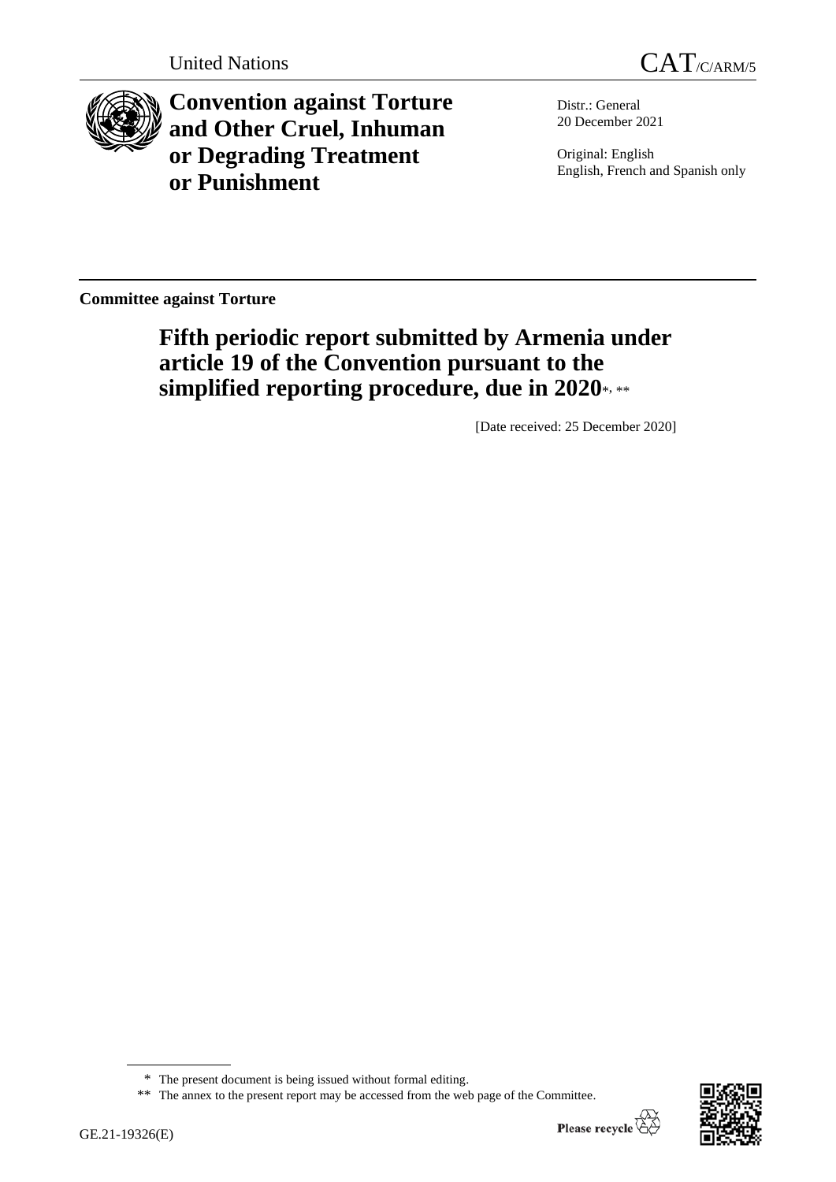United Nations

CAT/C/ARM/5

# Convention against Torture and Other Cruel, Inhuman or Degrading Treatment or Punishment

Distr.: General
20 December 2021

Original: English
English, French and Spanish only

**Committee against Torture**

## Fifth periodic report submitted by Armenia under article 19 of the Convention pursuant to the simplified reporting procedure, due in 2020*, **

[Date received: 25 December 2020]

* The present document is being issued without formal editing.

** The annex to the present report may be accessed from the web page of the Committee.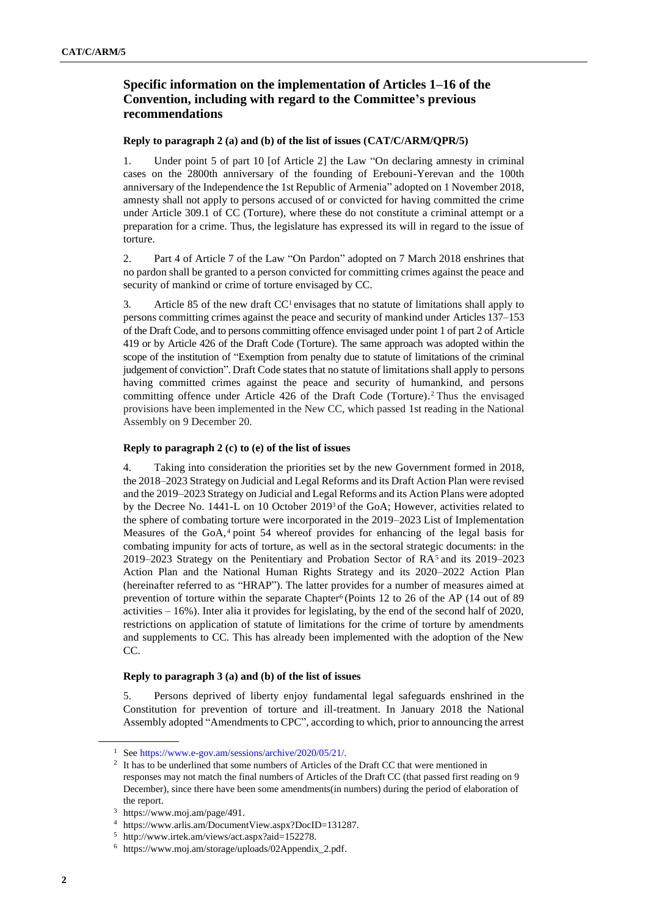## Specific information on the implementation of Articles 1–16 of the Convention, including with regard to the Committee's previous recommendations

### Reply to paragraph 2 (a) and (b) of the list of issues (CAT/C/ARM/QPR/5)

1. Under point 5 of part 10 [of Article 2] the Law "On declaring amnesty in criminal cases on the 2800th anniversary of the founding of Erebouni-Yerevan and the 100th anniversary of the Independence the 1st Republic of Armenia" adopted on 1 November 2018, amnesty shall not apply to persons accused of or convicted for having committed the crime under Article 309.1 of CC (Torture), where these do not constitute a criminal attempt or a preparation for a crime. Thus, the legislature has expressed its will in regard to the issue of torture.

2. Part 4 of Article 7 of the Law "On Pardon" adopted on 7 March 2018 enshrines that no pardon shall be granted to a person convicted for committing crimes against the peace and security of mankind or crime of torture envisaged by CC.

3. Article 85 of the new draft CC[1] envisages that no statute of limitations shall apply to persons committing crimes against the peace and security of mankind under Articles 137–153 of the Draft Code, and to persons committing offence envisaged under point 1 of part 2 of Article 419 or by Article 426 of the Draft Code (Torture). The same approach was adopted within the scope of the institution of "Exemption from penalty due to statute of limitations of the criminal judgement of conviction". Draft Code states that no statute of limitations shall apply to persons having committed crimes against the peace and security of humankind, and persons committing offence under Article 426 of the Draft Code (Torture).[2] Thus the envisaged provisions have been implemented in the New CC, which passed 1st reading in the National Assembly on 9 December 20.

### Reply to paragraph 2 (c) to (e) of the list of issues

4. Taking into consideration the priorities set by the new Government formed in 2018, the 2018–2023 Strategy on Judicial and Legal Reforms and its Draft Action Plan were revised and the 2019–2023 Strategy on Judicial and Legal Reforms and its Action Plans were adopted by the Decree No. 1441-L on 10 October 2019[3] of the GoA; However, activities related to the sphere of combating torture were incorporated in the 2019–2023 List of Implementation Measures of the GoA,[4] point 54 whereof provides for enhancing of the legal basis for combating impunity for acts of torture, as well as in the sectoral strategic documents: in the 2019–2023 Strategy on the Penitentiary and Probation Sector of RA[5] and its 2019–2023 Action Plan and the National Human Rights Strategy and its 2020–2022 Action Plan (hereinafter referred to as "HRAP"). The latter provides for a number of measures aimed at prevention of torture within the separate Chapter[6] (Points 12 to 26 of the AP (14 out of 89 activities – 16%). Inter alia it provides for legislating, by the end of the second half of 2020, restrictions on application of statute of limitations for the crime of torture by amendments and supplements to CC. This has already been implemented with the adoption of the New CC.

### Reply to paragraph 3 (a) and (b) of the list of issues

5. Persons deprived of liberty enjoy fundamental legal safeguards enshrined in the Constitution for prevention of torture and ill-treatment. In January 2018 the National Assembly adopted "Amendments to CPC", according to which, prior to announcing the arrest

---

[1] See https://www.e-gov.am/sessions/archive/2020/05/21/.

[2] It has to be underlined that some numbers of Articles of the Draft CC that were mentioned in responses may not match the final numbers of Articles of the Draft CC (that passed first reading on 9 December), since there have been some amendments(in numbers) during the period of elaboration of the report.

[3] https://www.moj.am/page/491.

[4] https://www.arlis.am/DocumentView.aspx?DocID=131287.

[5] http://www.irtek.am/views/act.aspx?aid=152278.

[6] https://www.moj.am/storage/uploads/02Appendix_2.pdf.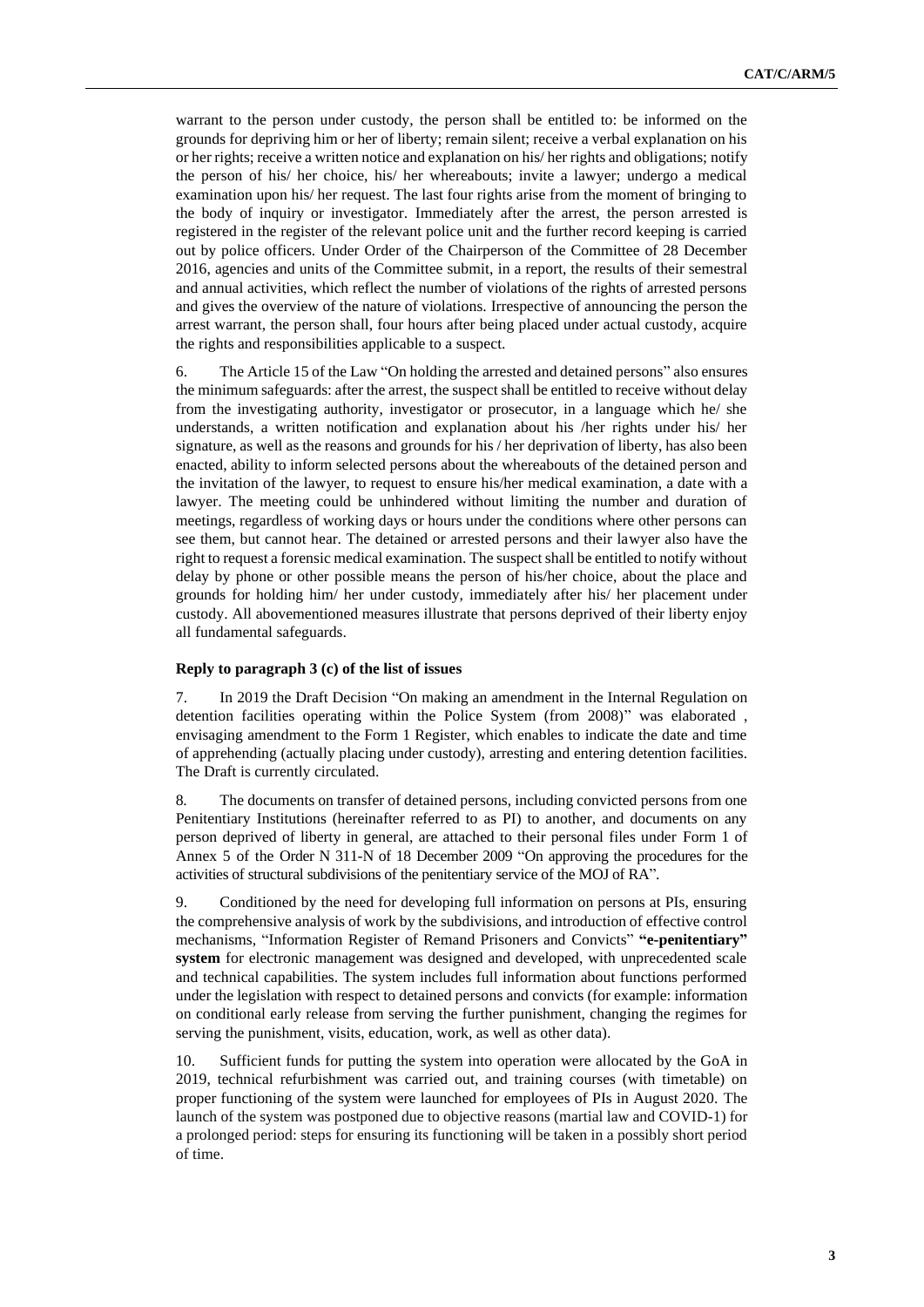warrant to the person under custody, the person shall be entitled to: be informed on the grounds for depriving him or her of liberty; remain silent; receive a verbal explanation on his or her rights; receive a written notice and explanation on his/ her rights and obligations; notify the person of his/ her choice, his/ her whereabouts; invite a lawyer; undergo a medical examination upon his/ her request. The last four rights arise from the moment of bringing to the body of inquiry or investigator. Immediately after the arrest, the person arrested is registered in the register of the relevant police unit and the further record keeping is carried out by police officers. Under Order of the Chairperson of the Committee of 28 December 2016, agencies and units of the Committee submit, in a report, the results of their semestral and annual activities, which reflect the number of violations of the rights of arrested persons and gives the overview of the nature of violations. Irrespective of announcing the person the arrest warrant, the person shall, four hours after being placed under actual custody, acquire the rights and responsibilities applicable to a suspect.

6. The Article 15 of the Law "On holding the arrested and detained persons" also ensures the minimum safeguards: after the arrest, the suspect shall be entitled to receive without delay from the investigating authority, investigator or prosecutor, in a language which he/ she understands, a written notification and explanation about his /her rights under his/ her signature, as well as the reasons and grounds for his / her deprivation of liberty, has also been enacted, ability to inform selected persons about the whereabouts of the detained person and the invitation of the lawyer, to request to ensure his/her medical examination, a date with a lawyer. The meeting could be unhindered without limiting the number and duration of meetings, regardless of working days or hours under the conditions where other persons can see them, but cannot hear. The detained or arrested persons and their lawyer also have the right to request a forensic medical examination. The suspect shall be entitled to notify without delay by phone or other possible means the person of his/her choice, about the place and grounds for holding him/ her under custody, immediately after his/ her placement under custody. All abovementioned measures illustrate that persons deprived of their liberty enjoy all fundamental safeguards.

**Reply to paragraph 3 (c) of the list of issues**

7. In 2019 the Draft Decision "On making an amendment in the Internal Regulation on detention facilities operating within the Police System (from 2008)" was elaborated , envisaging amendment to the Form 1 Register, which enables to indicate the date and time of apprehending (actually placing under custody), arresting and entering detention facilities. The Draft is currently circulated.

8. The documents on transfer of detained persons, including convicted persons from one Penitentiary Institutions (hereinafter referred to as PI) to another, and documents on any person deprived of liberty in general, are attached to their personal files under Form 1 of Annex 5 of the Order N 311-N of 18 December 2009 "On approving the procedures for the activities of structural subdivisions of the penitentiary service of the MOJ of RA".

9. Conditioned by the need for developing full information on persons at PIs, ensuring the comprehensive analysis of work by the subdivisions, and introduction of effective control mechanisms, "Information Register of Remand Prisoners and Convicts" **"e-penitentiary" system** for electronic management was designed and developed, with unprecedented scale and technical capabilities. The system includes full information about functions performed under the legislation with respect to detained persons and convicts (for example: information on conditional early release from serving the further punishment, changing the regimes for serving the punishment, visits, education, work, as well as other data).

10. Sufficient funds for putting the system into operation were allocated by the GoA in 2019, technical refurbishment was carried out, and training courses (with timetable) on proper functioning of the system were launched for employees of PIs in August 2020. The launch of the system was postponed due to objective reasons (martial law and COVID-1) for a prolonged period: steps for ensuring its functioning will be taken in a possibly short period of time.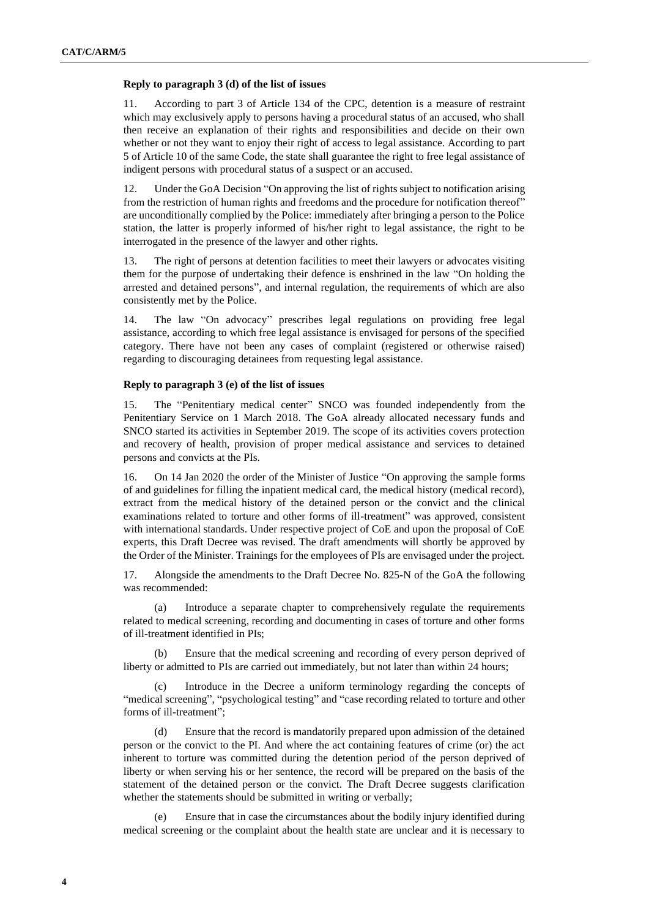#### Reply to paragraph 3 (d) of the list of issues

11. According to part 3 of Article 134 of the CPC, detention is a measure of restraint which may exclusively apply to persons having a procedural status of an accused, who shall then receive an explanation of their rights and responsibilities and decide on their own whether or not they want to enjoy their right of access to legal assistance. According to part 5 of Article 10 of the same Code, the state shall guarantee the right to free legal assistance of indigent persons with procedural status of a suspect or an accused.

12. Under the GoA Decision "On approving the list of rights subject to notification arising from the restriction of human rights and freedoms and the procedure for notification thereof" are unconditionally complied by the Police: immediately after bringing a person to the Police station, the latter is properly informed of his/her right to legal assistance, the right to be interrogated in the presence of the lawyer and other rights.

13. The right of persons at detention facilities to meet their lawyers or advocates visiting them for the purpose of undertaking their defence is enshrined in the law "On holding the arrested and detained persons", and internal regulation, the requirements of which are also consistently met by the Police.

14. The law "On advocacy" prescribes legal regulations on providing free legal assistance, according to which free legal assistance is envisaged for persons of the specified category. There have not been any cases of complaint (registered or otherwise raised) regarding to discouraging detainees from requesting legal assistance.

#### Reply to paragraph 3 (e) of the list of issues

15. The "Penitentiary medical center" SNCO was founded independently from the Penitentiary Service on 1 March 2018. The GoA already allocated necessary funds and SNCO started its activities in September 2019. The scope of its activities covers protection and recovery of health, provision of proper medical assistance and services to detained persons and convicts at the PIs.

16. On 14 Jan 2020 the order of the Minister of Justice "On approving the sample forms of and guidelines for filling the inpatient medical card, the medical history (medical record), extract from the medical history of the detained person or the convict and the clinical examinations related to torture and other forms of ill-treatment" was approved, consistent with international standards. Under respective project of CoE and upon the proposal of CoE experts, this Draft Decree was revised. The draft amendments will shortly be approved by the Order of the Minister. Trainings for the employees of PIs are envisaged under the project.

17. Alongside the amendments to the Draft Decree No. 825-N of the GoA the following was recommended:

(a) Introduce a separate chapter to comprehensively regulate the requirements related to medical screening, recording and documenting in cases of torture and other forms of ill-treatment identified in PIs;

(b) Ensure that the medical screening and recording of every person deprived of liberty or admitted to PIs are carried out immediately, but not later than within 24 hours;

(c) Introduce in the Decree a uniform terminology regarding the concepts of "medical screening", "psychological testing" and "case recording related to torture and other forms of ill-treatment";

(d) Ensure that the record is mandatorily prepared upon admission of the detained person or the convict to the PI. And where the act containing features of crime (or) the act inherent to torture was committed during the detention period of the person deprived of liberty or when serving his or her sentence, the record will be prepared on the basis of the statement of the detained person or the convict. The Draft Decree suggests clarification whether the statements should be submitted in writing or verbally;

(e) Ensure that in case the circumstances about the bodily injury identified during medical screening or the complaint about the health state are unclear and it is necessary to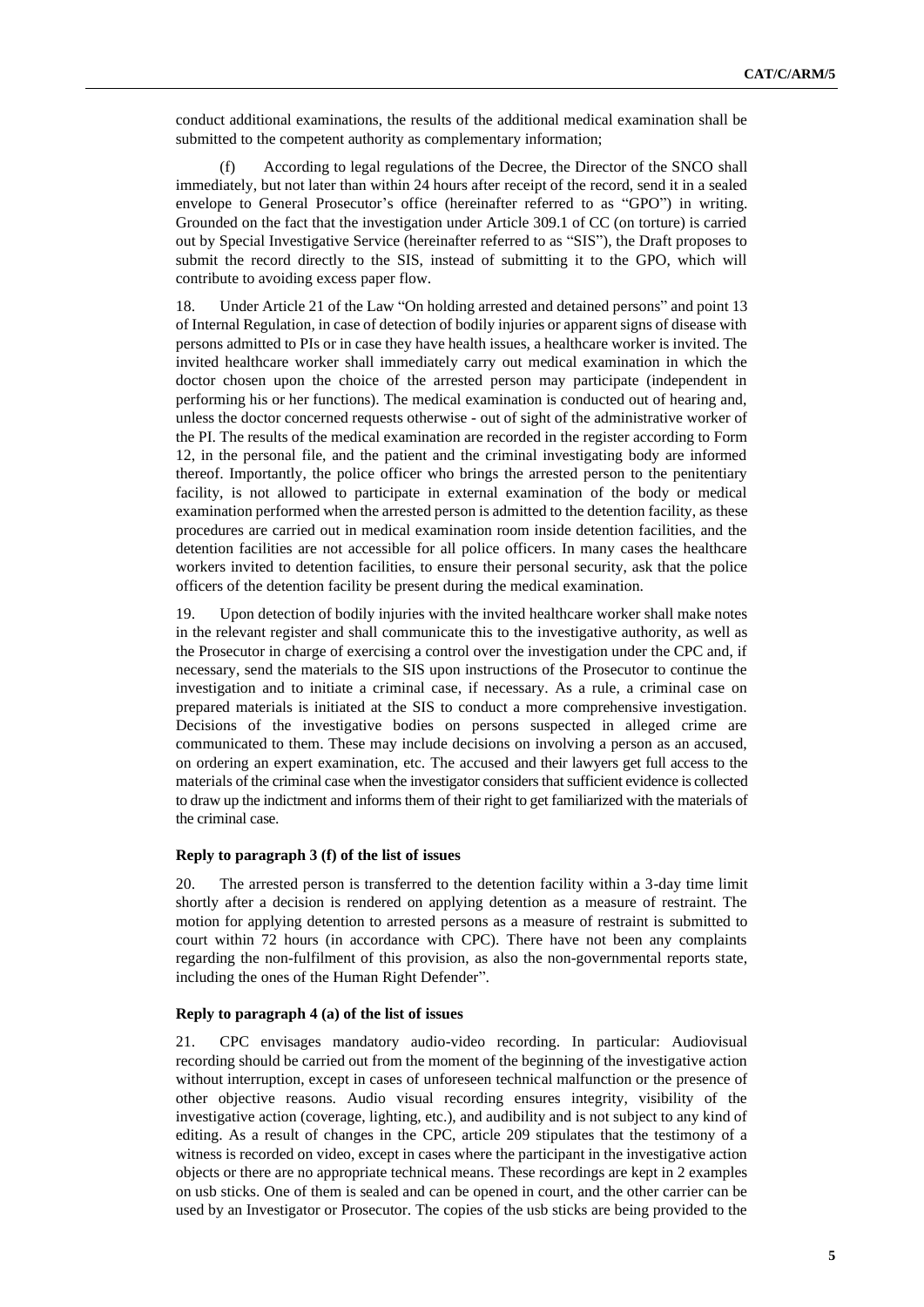conduct additional examinations, the results of the additional medical examination shall be submitted to the competent authority as complementary information;

(f) According to legal regulations of the Decree, the Director of the SNCO shall immediately, but not later than within 24 hours after receipt of the record, send it in a sealed envelope to General Prosecutor's office (hereinafter referred to as "GPO") in writing. Grounded on the fact that the investigation under Article 309.1 of CC (on torture) is carried out by Special Investigative Service (hereinafter referred to as "SIS"), the Draft proposes to submit the record directly to the SIS, instead of submitting it to the GPO, which will contribute to avoiding excess paper flow.

18. Under Article 21 of the Law "On holding arrested and detained persons" and point 13 of Internal Regulation, in case of detection of bodily injuries or apparent signs of disease with persons admitted to PIs or in case they have health issues, a healthcare worker is invited. The invited healthcare worker shall immediately carry out medical examination in which the doctor chosen upon the choice of the arrested person may participate (independent in performing his or her functions). The medical examination is conducted out of hearing and, unless the doctor concerned requests otherwise - out of sight of the administrative worker of the PI. The results of the medical examination are recorded in the register according to Form 12, in the personal file, and the patient and the criminal investigating body are informed thereof. Importantly, the police officer who brings the arrested person to the penitentiary facility, is not allowed to participate in external examination of the body or medical examination performed when the arrested person is admitted to the detention facility, as these procedures are carried out in medical examination room inside detention facilities, and the detention facilities are not accessible for all police officers. In many cases the healthcare workers invited to detention facilities, to ensure their personal security, ask that the police officers of the detention facility be present during the medical examination.

19. Upon detection of bodily injuries with the invited healthcare worker shall make notes in the relevant register and shall communicate this to the investigative authority, as well as the Prosecutor in charge of exercising a control over the investigation under the CPC and, if necessary, send the materials to the SIS upon instructions of the Prosecutor to continue the investigation and to initiate a criminal case, if necessary. As a rule, a criminal case on prepared materials is initiated at the SIS to conduct a more comprehensive investigation. Decisions of the investigative bodies on persons suspected in alleged crime are communicated to them. These may include decisions on involving a person as an accused, on ordering an expert examination, etc. The accused and their lawyers get full access to the materials of the criminal case when the investigator considers that sufficient evidence is collected to draw up the indictment and informs them of their right to get familiarized with the materials of the criminal case.

#### Reply to paragraph 3 (f) of the list of issues

20. The arrested person is transferred to the detention facility within a 3-day time limit shortly after a decision is rendered on applying detention as a measure of restraint. The motion for applying detention to arrested persons as a measure of restraint is submitted to court within 72 hours (in accordance with CPC). There have not been any complaints regarding the non-fulfilment of this provision, as also the non-governmental reports state, including the ones of the Human Right Defender".

#### Reply to paragraph 4 (a) of the list of issues

21. CPC envisages mandatory audio-video recording. In particular: Audiovisual recording should be carried out from the moment of the beginning of the investigative action without interruption, except in cases of unforeseen technical malfunction or the presence of other objective reasons. Audio visual recording ensures integrity, visibility of the investigative action (coverage, lighting, etc.), and audibility and is not subject to any kind of editing. As a result of changes in the CPC, article 209 stipulates that the testimony of a witness is recorded on video, except in cases where the participant in the investigative action objects or there are no appropriate technical means. These recordings are kept in 2 examples on usb sticks. One of them is sealed and can be opened in court, and the other carrier can be used by an Investigator or Prosecutor. The copies of the usb sticks are being provided to the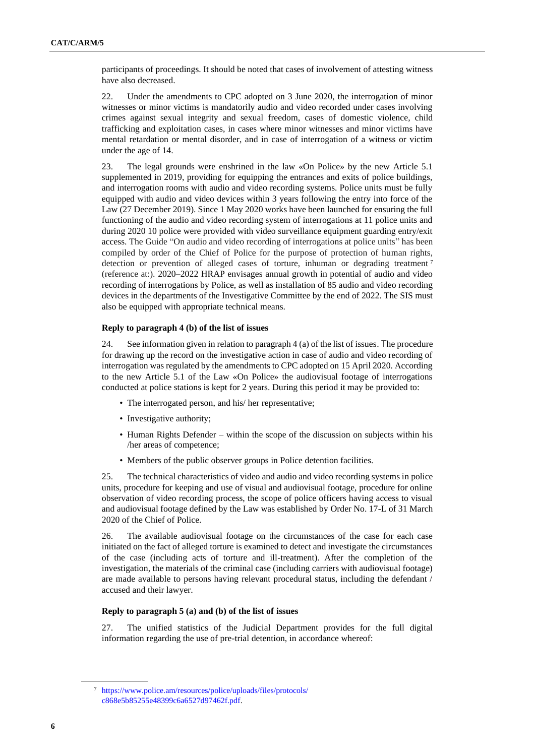participants of proceedings. It should be noted that cases of involvement of attesting witness have also decreased.

22. Under the amendments to CPC adopted on 3 June 2020, the interrogation of minor witnesses or minor victims is mandatorily audio and video recorded under cases involving crimes against sexual integrity and sexual freedom, cases of domestic violence, child trafficking and exploitation cases, in cases where minor witnesses and minor victims have mental retardation or mental disorder, and in case of interrogation of a witness or victim under the age of 14.

23. The legal grounds were enshrined in the law «On Police» by the new Article 5.1 supplemented in 2019, providing for equipping the entrances and exits of police buildings, and interrogation rooms with audio and video recording systems. Police units must be fully equipped with audio and video devices within 3 years following the entry into force of the Law (27 December 2019). Since 1 May 2020 works have been launched for ensuring the full functioning of the audio and video recording system of interrogations at 11 police units and during 2020 10 police were provided with video surveillance equipment guarding entry/exit access. The Guide "On audio and video recording of interrogations at police units" has been compiled by order of the Chief of Police for the purpose of protection of human rights, detection or prevention of alleged cases of torture, inhuman or degrading treatment [7] (reference at:). 2020–2022 HRAP envisages annual growth in potential of audio and video recording of interrogations by Police, as well as installation of 85 audio and video recording devices in the departments of the Investigative Committee by the end of 2022. The SIS must also be equipped with appropriate technical means.

**Reply to paragraph 4 (b) of the list of issues**

24. See information given in relation to paragraph 4 (a) of the list of issues. The procedure for drawing up the record on the investigative action in case of audio and video recording of interrogation was regulated by the amendments to CPC adopted on 15 April 2020. According to the new Article 5.1 of the Law «On Police» the audiovisual footage of interrogations conducted at police stations is kept for 2 years. During this period it may be provided to:

- The interrogated person, and his/ her representative;
- Investigative authority;
- Human Rights Defender – within the scope of the discussion on subjects within his /her areas of competence;
- Members of the public observer groups in Police detention facilities.

25. The technical characteristics of video and audio and video recording systems in police units, procedure for keeping and use of visual and audiovisual footage, procedure for online observation of video recording process, the scope of police officers having access to visual and audiovisual footage defined by the Law was established by Order No. 17-L of 31 March 2020 of the Chief of Police.

26. The available audiovisual footage on the circumstances of the case for each case initiated on the fact of alleged torture is examined to detect and investigate the circumstances of the case (including acts of torture and ill-treatment). After the completion of the investigation, the materials of the criminal case (including carriers with audiovisual footage) are made available to persons having relevant procedural status, including the defendant / accused and their lawyer.

**Reply to paragraph 5 (a) and (b) of the list of issues**

27. The unified statistics of the Judicial Department provides for the full digital information regarding the use of pre-trial detention, in accordance whereof:

---

[7] https://www.police.am/resources/police/uploads/files/protocols/c868e5b85255e48399c6a6527d97462f.pdf.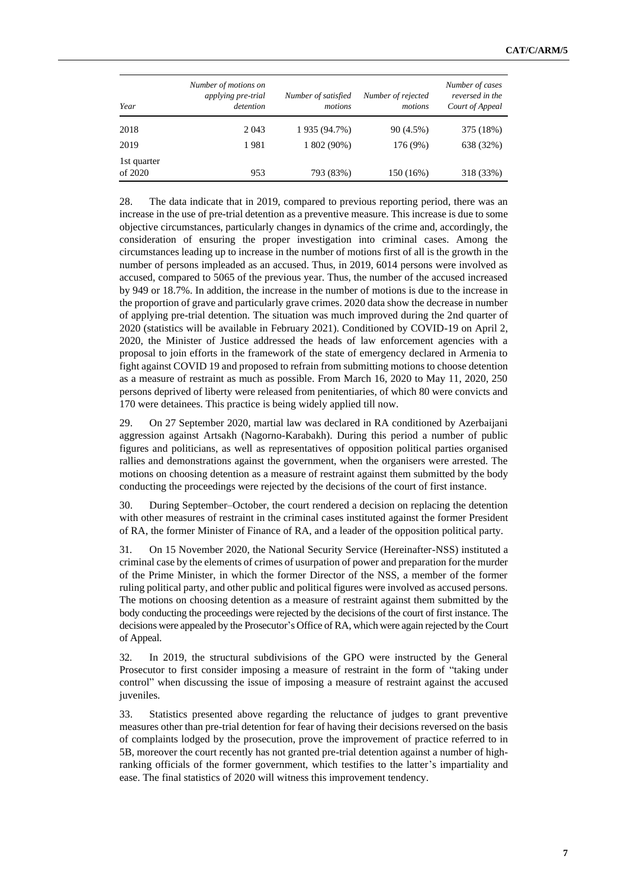| Year | Number of motions on applying pre-trial detention | Number of satisfied motions | Number of rejected motions | Number of cases reversed in the Court of Appeal |
|---|---|---|---|---|
| 2018 | 2 043 | 1 935 (94.7%) | 90 (4.5%) | 375 (18%) |
| 2019 | 1 981 | 1 802 (90%) | 176 (9%) | 638 (32%) |
| 1st quarter of 2020 | 953 | 793 (83%) | 150 (16%) | 318 (33%) |

28. The data indicate that in 2019, compared to previous reporting period, there was an increase in the use of pre-trial detention as a preventive measure. This increase is due to some objective circumstances, particularly changes in dynamics of the crime and, accordingly, the consideration of ensuring the proper investigation into criminal cases. Among the circumstances leading up to increase in the number of motions first of all is the growth in the number of persons impleaded as an accused. Thus, in 2019, 6014 persons were involved as accused, compared to 5065 of the previous year. Thus, the number of the accused increased by 949 or 18.7%. In addition, the increase in the number of motions is due to the increase in the proportion of grave and particularly grave crimes. 2020 data show the decrease in number of applying pre-trial detention. The situation was much improved during the 2nd quarter of 2020 (statistics will be available in February 2021). Conditioned by COVID-19 on April 2, 2020, the Minister of Justice addressed the heads of law enforcement agencies with a proposal to join efforts in the framework of the state of emergency declared in Armenia to fight against COVID 19 and proposed to refrain from submitting motions to choose detention as a measure of restraint as much as possible. From March 16, 2020 to May 11, 2020, 250 persons deprived of liberty were released from penitentiaries, of which 80 were convicts and 170 were detainees. This practice is being widely applied till now.

29. On 27 September 2020, martial law was declared in RA conditioned by Azerbaijani aggression against Artsakh (Nagorno-Karabakh). During this period a number of public figures and politicians, as well as representatives of opposition political parties organised rallies and demonstrations against the government, when the organisers were arrested. The motions on choosing detention as a measure of restraint against them submitted by the body conducting the proceedings were rejected by the decisions of the court of first instance.

30. During September–October, the court rendered a decision on replacing the detention with other measures of restraint in the criminal cases instituted against the former President of RA, the former Minister of Finance of RA, and a leader of the opposition political party.

31. On 15 November 2020, the National Security Service (Hereinafter-NSS) instituted a criminal case by the elements of crimes of usurpation of power and preparation for the murder of the Prime Minister, in which the former Director of the NSS, a member of the former ruling political party, and other public and political figures were involved as accused persons. The motions on choosing detention as a measure of restraint against them submitted by the body conducting the proceedings were rejected by the decisions of the court of first instance. The decisions were appealed by the Prosecutor's Office of RA, which were again rejected by the Court of Appeal.

32. In 2019, the structural subdivisions of the GPO were instructed by the General Prosecutor to first consider imposing a measure of restraint in the form of "taking under control" when discussing the issue of imposing a measure of restraint against the accused juveniles.

33. Statistics presented above regarding the reluctance of judges to grant preventive measures other than pre-trial detention for fear of having their decisions reversed on the basis of complaints lodged by the prosecution, prove the improvement of practice referred to in 5B, moreover the court recently has not granted pre-trial detention against a number of high-ranking officials of the former government, which testifies to the latter's impartiality and ease. The final statistics of 2020 will witness this improvement tendency.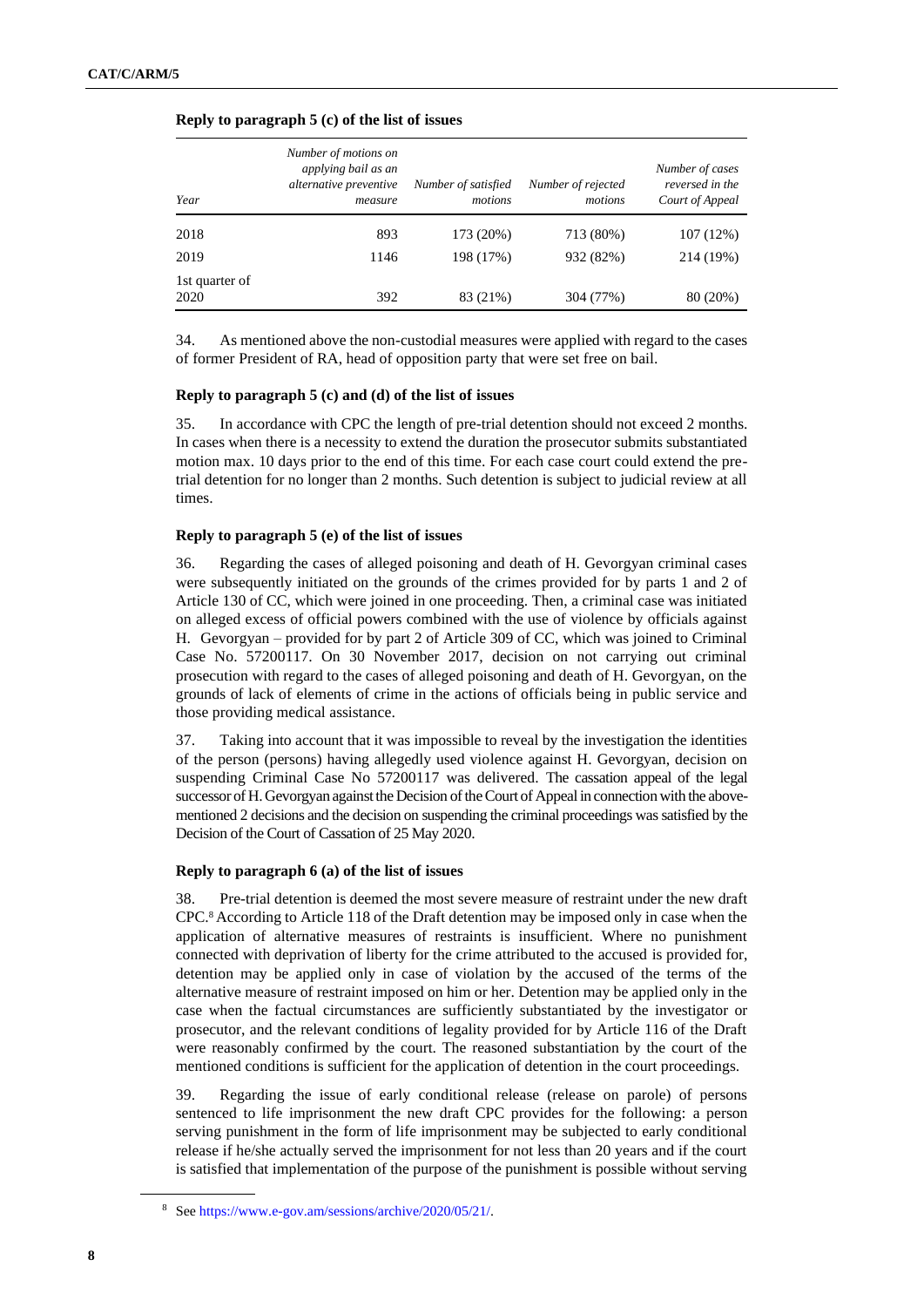#### Reply to paragraph 5 (c) of the list of issues

| *Year* | *Number of motions on applying bail as an alternative preventive measure* | *Number of satisfied motions* | *Number of rejected motions* | *Number of cases reversed in the Court of Appeal* |
|---|---|---|---|---|
| 2018 | 893 | 173 (20%) | 713 (80%) | 107 (12%) |
| 2019 | 1146 | 198 (17%) | 932 (82%) | 214 (19%) |
| 1st quarter of 2020 | 392 | 83 (21%) | 304 (77%) | 80 (20%) |

34. As mentioned above the non-custodial measures were applied with regard to the cases of former President of RA, head of opposition party that were set free on bail.

#### Reply to paragraph 5 (c) and (d) of the list of issues

35. In accordance with CPC the length of pre-trial detention should not exceed 2 months. In cases when there is a necessity to extend the duration the prosecutor submits substantiated motion max. 10 days prior to the end of this time. For each case court could extend the pre-trial detention for no longer than 2 months. Such detention is subject to judicial review at all times.

#### Reply to paragraph 5 (e) of the list of issues

36. Regarding the cases of alleged poisoning and death of H. Gevorgyan criminal cases were subsequently initiated on the grounds of the crimes provided for by parts 1 and 2 of Article 130 of CC, which were joined in one proceeding. Then, a criminal case was initiated on alleged excess of official powers combined with the use of violence by officials against H. Gevorgyan – provided for by part 2 of Article 309 of CC, which was joined to Criminal Case No. 57200117. On 30 November 2017, decision on not carrying out criminal prosecution with regard to the cases of alleged poisoning and death of H. Gevorgyan, on the grounds of lack of elements of crime in the actions of officials being in public service and those providing medical assistance.

37. Taking into account that it was impossible to reveal by the investigation the identities of the person (persons) having allegedly used violence against H. Gevorgyan, decision on suspending Criminal Case No 57200117 was delivered. The cassation appeal of the legal successor of H. Gevorgyan against the Decision of the Court of Appeal in connection with the above-mentioned 2 decisions and the decision on suspending the criminal proceedings was satisfied by the Decision of the Court of Cassation of 25 May 2020.

#### Reply to paragraph 6 (a) of the list of issues

38. Pre-trial detention is deemed the most severe measure of restraint under the new draft CPC.[8] According to Article 118 of the Draft detention may be imposed only in case when the application of alternative measures of restraints is insufficient. Where no punishment connected with deprivation of liberty for the crime attributed to the accused is provided for, detention may be applied only in case of violation by the accused of the terms of the alternative measure of restraint imposed on him or her. Detention may be applied only in the case when the factual circumstances are sufficiently substantiated by the investigator or prosecutor, and the relevant conditions of legality provided for by Article 116 of the Draft were reasonably confirmed by the court. The reasoned substantiation by the court of the mentioned conditions is sufficient for the application of detention in the court proceedings.

39. Regarding the issue of early conditional release (release on parole) of persons sentenced to life imprisonment the new draft CPC provides for the following: a person serving punishment in the form of life imprisonment may be subjected to early conditional release if he/she actually served the imprisonment for not less than 20 years and if the court is satisfied that implementation of the purpose of the punishment is possible without serving

[8] See https://www.e-gov.am/sessions/archive/2020/05/21/.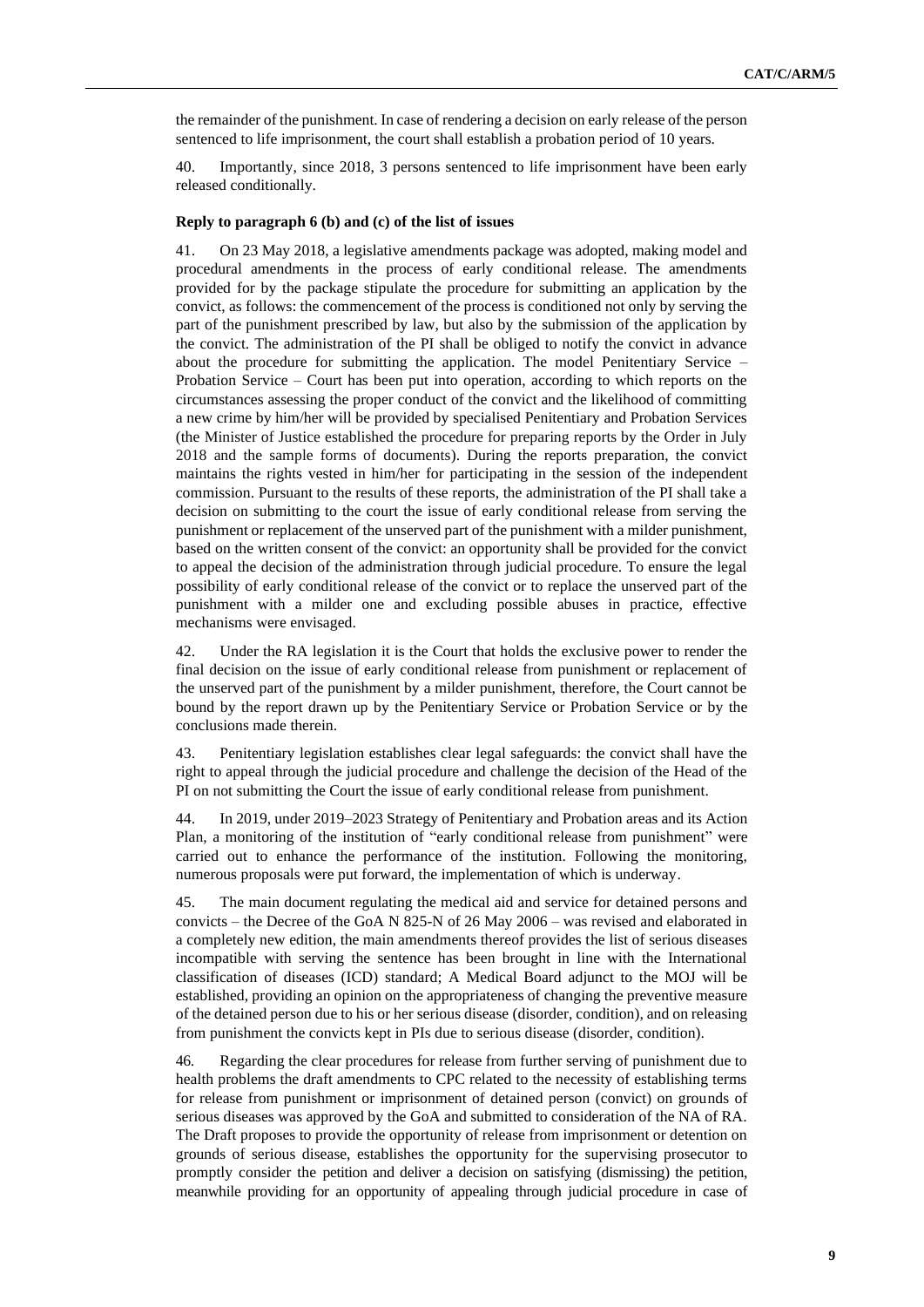the remainder of the punishment. In case of rendering a decision on early release of the person sentenced to life imprisonment, the court shall establish a probation period of 10 years.

40. Importantly, since 2018, 3 persons sentenced to life imprisonment have been early released conditionally.

### Reply to paragraph 6 (b) and (c) of the list of issues

41. On 23 May 2018, a legislative amendments package was adopted, making model and procedural amendments in the process of early conditional release. The amendments provided for by the package stipulate the procedure for submitting an application by the convict, as follows: the commencement of the process is conditioned not only by serving the part of the punishment prescribed by law, but also by the submission of the application by the convict. The administration of the PI shall be obliged to notify the convict in advance about the procedure for submitting the application. The model Penitentiary Service – Probation Service – Court has been put into operation, according to which reports on the circumstances assessing the proper conduct of the convict and the likelihood of committing a new crime by him/her will be provided by specialised Penitentiary and Probation Services (the Minister of Justice established the procedure for preparing reports by the Order in July 2018 and the sample forms of documents). During the reports preparation, the convict maintains the rights vested in him/her for participating in the session of the independent commission. Pursuant to the results of these reports, the administration of the PI shall take a decision on submitting to the court the issue of early conditional release from serving the punishment or replacement of the unserved part of the punishment with a milder punishment, based on the written consent of the convict: an opportunity shall be provided for the convict to appeal the decision of the administration through judicial procedure. To ensure the legal possibility of early conditional release of the convict or to replace the unserved part of the punishment with a milder one and excluding possible abuses in practice, effective mechanisms were envisaged.

42. Under the RA legislation it is the Court that holds the exclusive power to render the final decision on the issue of early conditional release from punishment or replacement of the unserved part of the punishment by a milder punishment, therefore, the Court cannot be bound by the report drawn up by the Penitentiary Service or Probation Service or by the conclusions made therein.

43. Penitentiary legislation establishes clear legal safeguards: the convict shall have the right to appeal through the judicial procedure and challenge the decision of the Head of the PI on not submitting the Court the issue of early conditional release from punishment.

44. In 2019, under 2019–2023 Strategy of Penitentiary and Probation areas and its Action Plan, a monitoring of the institution of "early conditional release from punishment" were carried out to enhance the performance of the institution. Following the monitoring, numerous proposals were put forward, the implementation of which is underway.

45. The main document regulating the medical aid and service for detained persons and convicts – the Decree of the GoA N 825-N of 26 May 2006 – was revised and elaborated in a completely new edition, the main amendments thereof provides the list of serious diseases incompatible with serving the sentence has been brought in line with the International classification of diseases (ICD) standard; A Medical Board adjunct to the MOJ will be established, providing an opinion on the appropriateness of changing the preventive measure of the detained person due to his or her serious disease (disorder, condition), and on releasing from punishment the convicts kept in PIs due to serious disease (disorder, condition).

46. Regarding the clear procedures for release from further serving of punishment due to health problems the draft amendments to CPC related to the necessity of establishing terms for release from punishment or imprisonment of detained person (convict) on grounds of serious diseases was approved by the GoA and submitted to consideration of the NA of RA. The Draft proposes to provide the opportunity of release from imprisonment or detention on grounds of serious disease, establishes the opportunity for the supervising prosecutor to promptly consider the petition and deliver a decision on satisfying (dismissing) the petition, meanwhile providing for an opportunity of appealing through judicial procedure in case of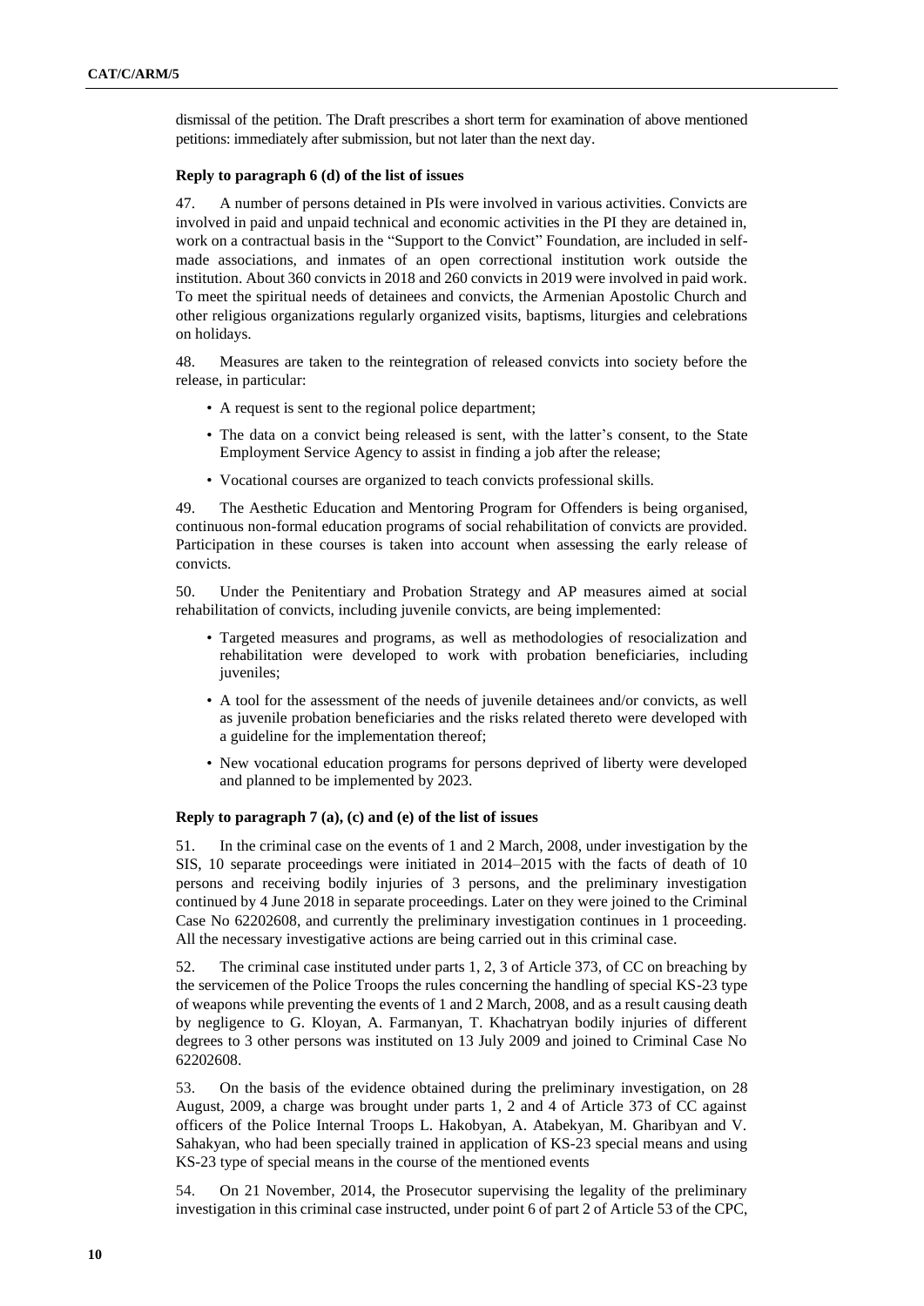dismissal of the petition. The Draft prescribes a short term for examination of above mentioned petitions: immediately after submission, but not later than the next day.

#### Reply to paragraph 6 (d) of the list of issues

47. A number of persons detained in PIs were involved in various activities. Convicts are involved in paid and unpaid technical and economic activities in the PI they are detained in, work on a contractual basis in the "Support to the Convict" Foundation, are included in self-made associations, and inmates of an open correctional institution work outside the institution. About 360 convicts in 2018 and 260 convicts in 2019 were involved in paid work. To meet the spiritual needs of detainees and convicts, the Armenian Apostolic Church and other religious organizations regularly organized visits, baptisms, liturgies and celebrations on holidays.

48. Measures are taken to the reintegration of released convicts into society before the release, in particular:

- A request is sent to the regional police department;
- The data on a convict being released is sent, with the latter's consent, to the State Employment Service Agency to assist in finding a job after the release;
- Vocational courses are organized to teach convicts professional skills.

49. The Aesthetic Education and Mentoring Program for Offenders is being organised, continuous non-formal education programs of social rehabilitation of convicts are provided. Participation in these courses is taken into account when assessing the early release of convicts.

50. Under the Penitentiary and Probation Strategy and AP measures aimed at social rehabilitation of convicts, including juvenile convicts, are being implemented:

- Targeted measures and programs, as well as methodologies of resocialization and rehabilitation were developed to work with probation beneficiaries, including juveniles;
- A tool for the assessment of the needs of juvenile detainees and/or convicts, as well as juvenile probation beneficiaries and the risks related thereto were developed with a guideline for the implementation thereof;
- New vocational education programs for persons deprived of liberty were developed and planned to be implemented by 2023.

#### Reply to paragraph 7 (a), (c) and (e) of the list of issues

51. In the criminal case on the events of 1 and 2 March, 2008, under investigation by the SIS, 10 separate proceedings were initiated in 2014–2015 with the facts of death of 10 persons and receiving bodily injuries of 3 persons, and the preliminary investigation continued by 4 June 2018 in separate proceedings. Later on they were joined to the Criminal Case No 62202608, and currently the preliminary investigation continues in 1 proceeding. All the necessary investigative actions are being carried out in this criminal case.

52. The criminal case instituted under parts 1, 2, 3 of Article 373, of CC on breaching by the servicemen of the Police Troops the rules concerning the handling of special KS-23 type of weapons while preventing the events of 1 and 2 March, 2008, and as a result causing death by negligence to G. Kloyan, A. Farmanyan, T. Khachatryan bodily injuries of different degrees to 3 other persons was instituted on 13 July 2009 and joined to Criminal Case No 62202608.

53. On the basis of the evidence obtained during the preliminary investigation, on 28 August, 2009, a charge was brought under parts 1, 2 and 4 of Article 373 of CC against officers of the Police Internal Troops L. Hakobyan, A. Atabekyan, M. Gharibyan and V. Sahakyan, who had been specially trained in application of KS-23 special means and using KS-23 type of special means in the course of the mentioned events

54. On 21 November, 2014, the Prosecutor supervising the legality of the preliminary investigation in this criminal case instructed, under point 6 of part 2 of Article 53 of the CPC,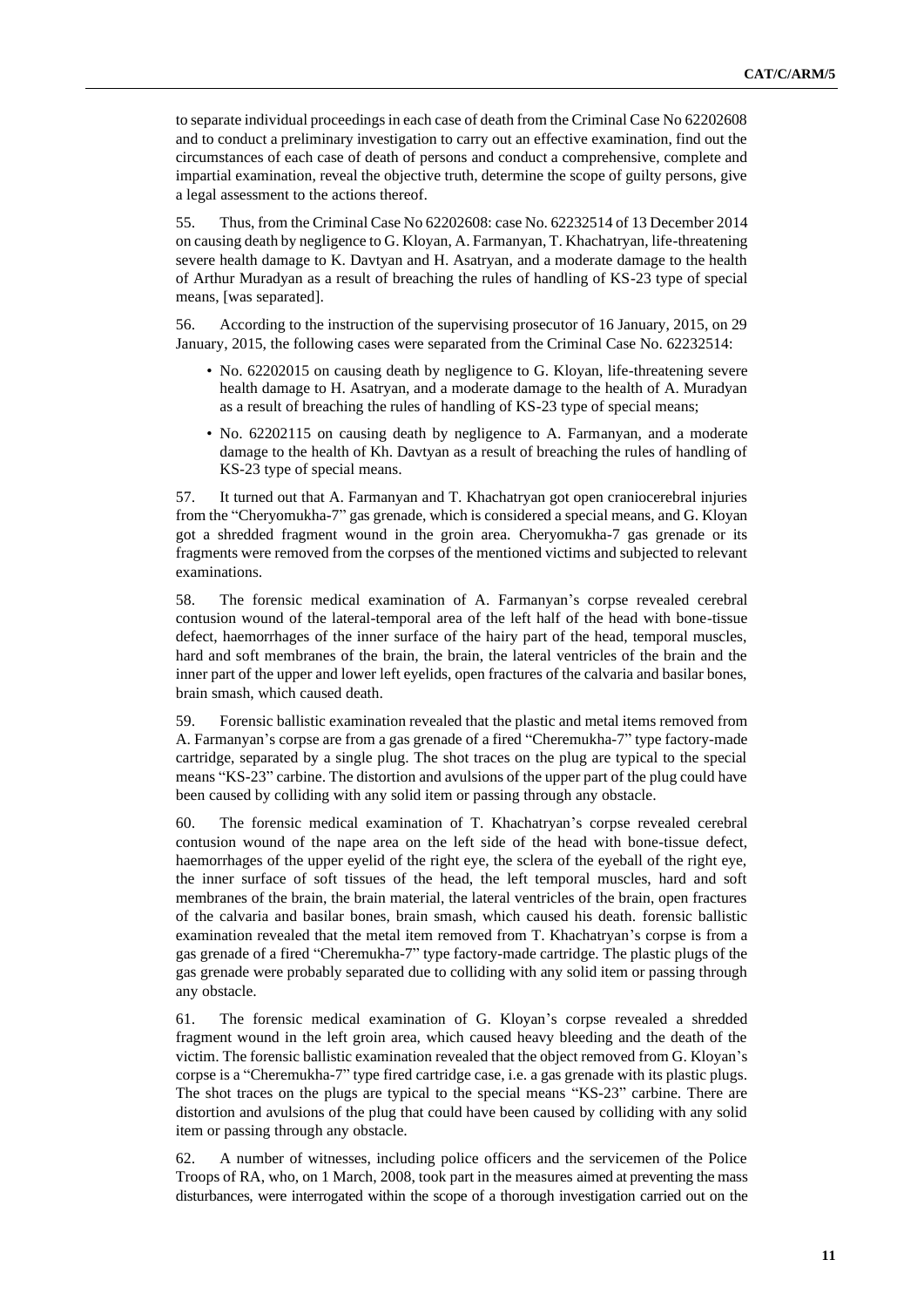to separate individual proceedings in each case of death from the Criminal Case No 62202608 and to conduct a preliminary investigation to carry out an effective examination, find out the circumstances of each case of death of persons and conduct a comprehensive, complete and impartial examination, reveal the objective truth, determine the scope of guilty persons, give a legal assessment to the actions thereof.

55. Thus, from the Criminal Case No 62202608: case No. 62232514 of 13 December 2014 on causing death by negligence to G. Kloyan, A. Farmanyan, T. Khachatryan, life-threatening severe health damage to K. Davtyan and H. Asatryan, and a moderate damage to the health of Arthur Muradyan as a result of breaching the rules of handling of KS-23 type of special means, [was separated].

56. According to the instruction of the supervising prosecutor of 16 January, 2015, on 29 January, 2015, the following cases were separated from the Criminal Case No. 62232514:

- No. 62202015 on causing death by negligence to G. Kloyan, life-threatening severe health damage to H. Asatryan, and a moderate damage to the health of A. Muradyan as a result of breaching the rules of handling of KS-23 type of special means;
- No. 62202115 on causing death by negligence to A. Farmanyan, and a moderate damage to the health of Kh. Davtyan as a result of breaching the rules of handling of KS-23 type of special means.

57. It turned out that A. Farmanyan and T. Khachatryan got open craniocerebral injuries from the "Cheryomukha-7" gas grenade, which is considered a special means, and G. Kloyan got a shredded fragment wound in the groin area. Cheryomukha-7 gas grenade or its fragments were removed from the corpses of the mentioned victims and subjected to relevant examinations.

58. The forensic medical examination of A. Farmanyan's corpse revealed cerebral contusion wound of the lateral-temporal area of the left half of the head with bone-tissue defect, haemorrhages of the inner surface of the hairy part of the head, temporal muscles, hard and soft membranes of the brain, the brain, the lateral ventricles of the brain and the inner part of the upper and lower left eyelids, open fractures of the calvaria and basilar bones, brain smash, which caused death.

59. Forensic ballistic examination revealed that the plastic and metal items removed from A. Farmanyan's corpse are from a gas grenade of a fired "Cheremukha-7" type factory-made cartridge, separated by a single plug. The shot traces on the plug are typical to the special means "KS-23" carbine. The distortion and avulsions of the upper part of the plug could have been caused by colliding with any solid item or passing through any obstacle.

60. The forensic medical examination of T. Khachatryan's corpse revealed cerebral contusion wound of the nape area on the left side of the head with bone-tissue defect, haemorrhages of the upper eyelid of the right eye, the sclera of the eyeball of the right eye, the inner surface of soft tissues of the head, the left temporal muscles, hard and soft membranes of the brain, the brain material, the lateral ventricles of the brain, open fractures of the calvaria and basilar bones, brain smash, which caused his death. forensic ballistic examination revealed that the metal item removed from T. Khachatryan's corpse is from a gas grenade of a fired "Cheremukha-7" type factory-made cartridge. The plastic plugs of the gas grenade were probably separated due to colliding with any solid item or passing through any obstacle.

61. The forensic medical examination of G. Kloyan's corpse revealed a shredded fragment wound in the left groin area, which caused heavy bleeding and the death of the victim. The forensic ballistic examination revealed that the object removed from G. Kloyan's corpse is a "Cheremukha-7" type fired cartridge case, i.e. a gas grenade with its plastic plugs. The shot traces on the plugs are typical to the special means "KS-23" carbine. There are distortion and avulsions of the plug that could have been caused by colliding with any solid item or passing through any obstacle.

62. A number of witnesses, including police officers and the servicemen of the Police Troops of RA, who, on 1 March, 2008, took part in the measures aimed at preventing the mass disturbances, were interrogated within the scope of a thorough investigation carried out on the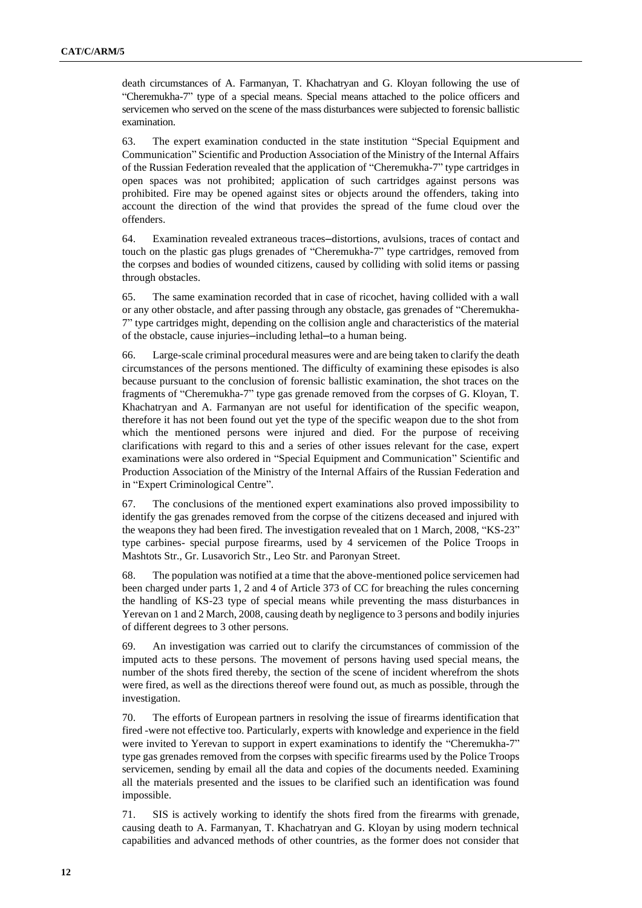death circumstances of A. Farmanyan, T. Khachatryan and G. Kloyan following the use of "Cheremukha-7" type of a special means. Special means attached to the police officers and servicemen who served on the scene of the mass disturbances were subjected to forensic ballistic examination.

63. The expert examination conducted in the state institution "Special Equipment and Communication" Scientific and Production Association of the Ministry of the Internal Affairs of the Russian Federation revealed that the application of "Cheremukha-7" type cartridges in open spaces was not prohibited; application of such cartridges against persons was prohibited. Fire may be opened against sites or objects around the offenders, taking into account the direction of the wind that provides the spread of the fume cloud over the offenders.

64. Examination revealed extraneous traces─distortions, avulsions, traces of contact and touch on the plastic gas plugs grenades of "Cheremukha-7" type cartridges, removed from the corpses and bodies of wounded citizens, caused by colliding with solid items or passing through obstacles.

65. The same examination recorded that in case of ricochet, having collided with a wall or any other obstacle, and after passing through any obstacle, gas grenades of "Cheremukha-7" type cartridges might, depending on the collision angle and characteristics of the material of the obstacle, cause injuries─including lethal─to a human being.

66. Large-scale criminal procedural measures were and are being taken to clarify the death circumstances of the persons mentioned. The difficulty of examining these episodes is also because pursuant to the conclusion of forensic ballistic examination, the shot traces on the fragments of "Cheremukha-7" type gas grenade removed from the corpses of G. Kloyan, T. Khachatryan and A. Farmanyan are not useful for identification of the specific weapon, therefore it has not been found out yet the type of the specific weapon due to the shot from which the mentioned persons were injured and died. For the purpose of receiving clarifications with regard to this and a series of other issues relevant for the case, expert examinations were also ordered in "Special Equipment and Communication" Scientific and Production Association of the Ministry of the Internal Affairs of the Russian Federation and in "Expert Criminological Centre".

67. The conclusions of the mentioned expert examinations also proved impossibility to identify the gas grenades removed from the corpse of the citizens deceased and injured with the weapons they had been fired. The investigation revealed that on 1 March, 2008, "KS-23" type carbines- special purpose firearms, used by 4 servicemen of the Police Troops in Mashtots Str., Gr. Lusavorich Str., Leo Str. and Paronyan Street.

68. The population was notified at a time that the above-mentioned police servicemen had been charged under parts 1, 2 and 4 of Article 373 of CC for breaching the rules concerning the handling of KS-23 type of special means while preventing the mass disturbances in Yerevan on 1 and 2 March, 2008, causing death by negligence to 3 persons and bodily injuries of different degrees to 3 other persons.

69. An investigation was carried out to clarify the circumstances of commission of the imputed acts to these persons. The movement of persons having used special means, the number of the shots fired thereby, the section of the scene of incident wherefrom the shots were fired, as well as the directions thereof were found out, as much as possible, through the investigation.

70. The efforts of European partners in resolving the issue of firearms identification that fired -were not effective too. Particularly, experts with knowledge and experience in the field were invited to Yerevan to support in expert examinations to identify the "Cheremukha-7" type gas grenades removed from the corpses with specific firearms used by the Police Troops servicemen, sending by email all the data and copies of the documents needed. Examining all the materials presented and the issues to be clarified such an identification was found impossible.

71. SIS is actively working to identify the shots fired from the firearms with grenade, causing death to A. Farmanyan, T. Khachatryan and G. Kloyan by using modern technical capabilities and advanced methods of other countries, as the former does not consider that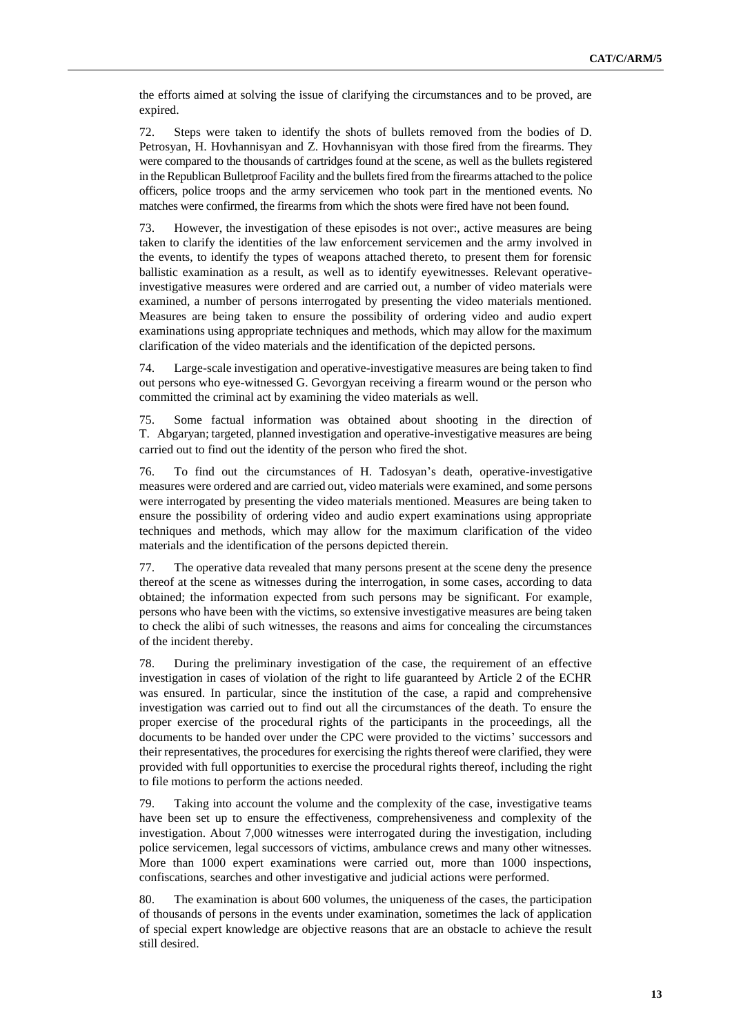the efforts aimed at solving the issue of clarifying the circumstances and to be proved, are expired.

72. Steps were taken to identify the shots of bullets removed from the bodies of D. Petrosyan, H. Hovhannisyan and Z. Hovhannisyan with those fired from the firearms. They were compared to the thousands of cartridges found at the scene, as well as the bullets registered in the Republican Bulletproof Facility and the bullets fired from the firearms attached to the police officers, police troops and the army servicemen who took part in the mentioned events. No matches were confirmed, the firearms from which the shots were fired have not been found.

73. However, the investigation of these episodes is not over:, active measures are being taken to clarify the identities of the law enforcement servicemen and the army involved in the events, to identify the types of weapons attached thereto, to present them for forensic ballistic examination as a result, as well as to identify eyewitnesses. Relevant operative-investigative measures were ordered and are carried out, a number of video materials were examined, a number of persons interrogated by presenting the video materials mentioned. Measures are being taken to ensure the possibility of ordering video and audio expert examinations using appropriate techniques and methods, which may allow for the maximum clarification of the video materials and the identification of the depicted persons.

74. Large-scale investigation and operative-investigative measures are being taken to find out persons who eye-witnessed G. Gevorgyan receiving a firearm wound or the person who committed the criminal act by examining the video materials as well.

75. Some factual information was obtained about shooting in the direction of T. Abgaryan; targeted, planned investigation and operative-investigative measures are being carried out to find out the identity of the person who fired the shot.

76. To find out the circumstances of H. Tadosyan's death, operative-investigative measures were ordered and are carried out, video materials were examined, and some persons were interrogated by presenting the video materials mentioned. Measures are being taken to ensure the possibility of ordering video and audio expert examinations using appropriate techniques and methods, which may allow for the maximum clarification of the video materials and the identification of the persons depicted therein.

77. The operative data revealed that many persons present at the scene deny the presence thereof at the scene as witnesses during the interrogation, in some cases, according to data obtained; the information expected from such persons may be significant. For example, persons who have been with the victims, so extensive investigative measures are being taken to check the alibi of such witnesses, the reasons and aims for concealing the circumstances of the incident thereby.

78. During the preliminary investigation of the case, the requirement of an effective investigation in cases of violation of the right to life guaranteed by Article 2 of the ECHR was ensured. In particular, since the institution of the case, a rapid and comprehensive investigation was carried out to find out all the circumstances of the death. To ensure the proper exercise of the procedural rights of the participants in the proceedings, all the documents to be handed over under the CPC were provided to the victims' successors and their representatives, the procedures for exercising the rights thereof were clarified, they were provided with full opportunities to exercise the procedural rights thereof, including the right to file motions to perform the actions needed.

79. Taking into account the volume and the complexity of the case, investigative teams have been set up to ensure the effectiveness, comprehensiveness and complexity of the investigation. About 7,000 witnesses were interrogated during the investigation, including police servicemen, legal successors of victims, ambulance crews and many other witnesses. More than 1000 expert examinations were carried out, more than 1000 inspections, confiscations, searches and other investigative and judicial actions were performed.

80. The examination is about 600 volumes, the uniqueness of the cases, the participation of thousands of persons in the events under examination, sometimes the lack of application of special expert knowledge are objective reasons that are an obstacle to achieve the result still desired.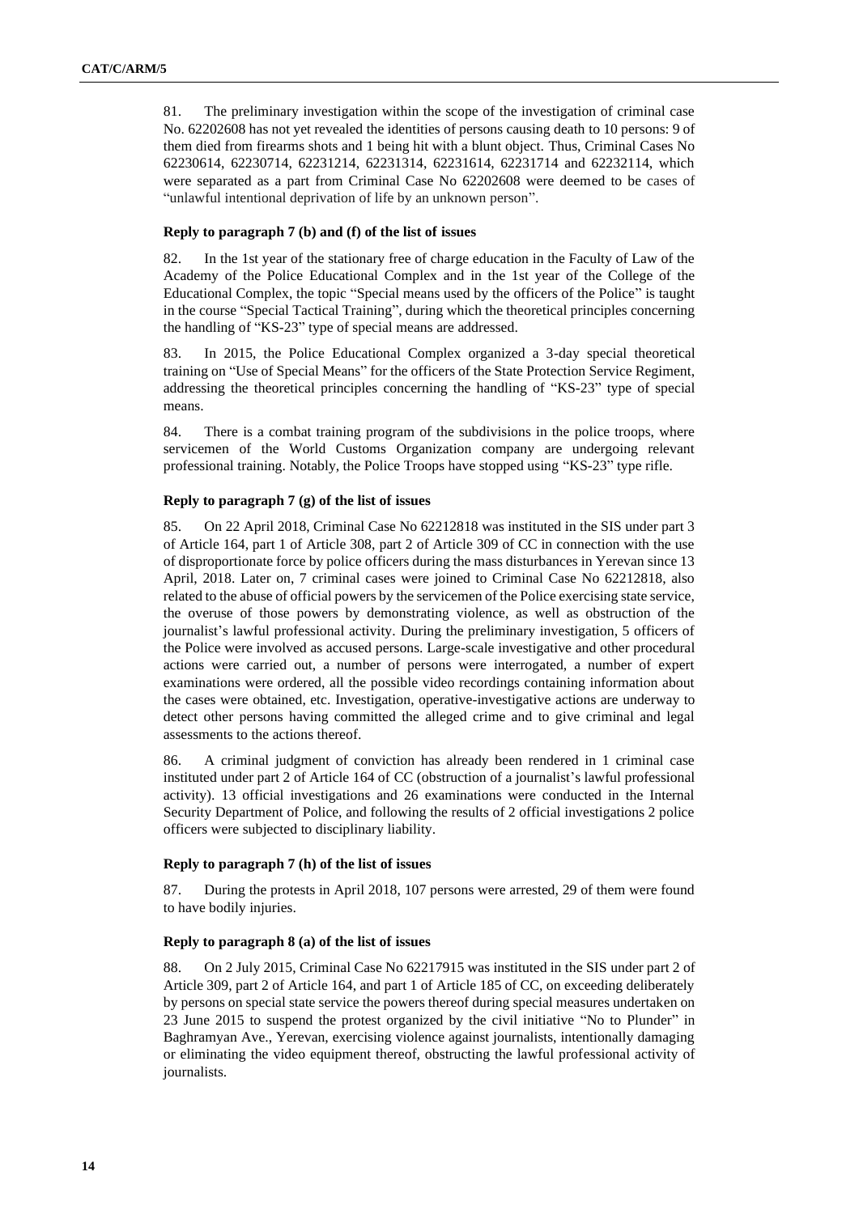81. The preliminary investigation within the scope of the investigation of criminal case No. 62202608 has not yet revealed the identities of persons causing death to 10 persons: 9 of them died from firearms shots and 1 being hit with a blunt object. Thus, Criminal Cases No 62230614, 62230714, 62231214, 62231314, 62231614, 62231714 and 62232114, which were separated as a part from Criminal Case No 62202608 were deemed to be cases of "unlawful intentional deprivation of life by an unknown person".

#### Reply to paragraph 7 (b) and (f) of the list of issues

82. In the 1st year of the stationary free of charge education in the Faculty of Law of the Academy of the Police Educational Complex and in the 1st year of the College of the Educational Complex, the topic "Special means used by the officers of the Police" is taught in the course "Special Tactical Training", during which the theoretical principles concerning the handling of "KS-23" type of special means are addressed.

83. In 2015, the Police Educational Complex organized a 3-day special theoretical training on "Use of Special Means" for the officers of the State Protection Service Regiment, addressing the theoretical principles concerning the handling of "KS-23" type of special means.

84. There is a combat training program of the subdivisions in the police troops, where servicemen of the World Customs Organization company are undergoing relevant professional training. Notably, the Police Troops have stopped using "KS-23" type rifle.

#### Reply to paragraph 7 (g) of the list of issues

85. On 22 April 2018, Criminal Case No 62212818 was instituted in the SIS under part 3 of Article 164, part 1 of Article 308, part 2 of Article 309 of CC in connection with the use of disproportionate force by police officers during the mass disturbances in Yerevan since 13 April, 2018. Later on, 7 criminal cases were joined to Criminal Case No 62212818, also related to the abuse of official powers by the servicemen of the Police exercising state service, the overuse of those powers by demonstrating violence, as well as obstruction of the journalist's lawful professional activity. During the preliminary investigation, 5 officers of the Police were involved as accused persons. Large-scale investigative and other procedural actions were carried out, a number of persons were interrogated, a number of expert examinations were ordered, all the possible video recordings containing information about the cases were obtained, etc. Investigation, operative-investigative actions are underway to detect other persons having committed the alleged crime and to give criminal and legal assessments to the actions thereof.

86. A criminal judgment of conviction has already been rendered in 1 criminal case instituted under part 2 of Article 164 of CC (obstruction of a journalist's lawful professional activity). 13 official investigations and 26 examinations were conducted in the Internal Security Department of Police, and following the results of 2 official investigations 2 police officers were subjected to disciplinary liability.

#### Reply to paragraph 7 (h) of the list of issues

87. During the protests in April 2018, 107 persons were arrested, 29 of them were found to have bodily injuries.

#### Reply to paragraph 8 (a) of the list of issues

88. On 2 July 2015, Criminal Case No 62217915 was instituted in the SIS under part 2 of Article 309, part 2 of Article 164, and part 1 of Article 185 of CC, on exceeding deliberately by persons on special state service the powers thereof during special measures undertaken on 23 June 2015 to suspend the protest organized by the civil initiative "No to Plunder" in Baghramyan Ave., Yerevan, exercising violence against journalists, intentionally damaging or eliminating the video equipment thereof, obstructing the lawful professional activity of journalists.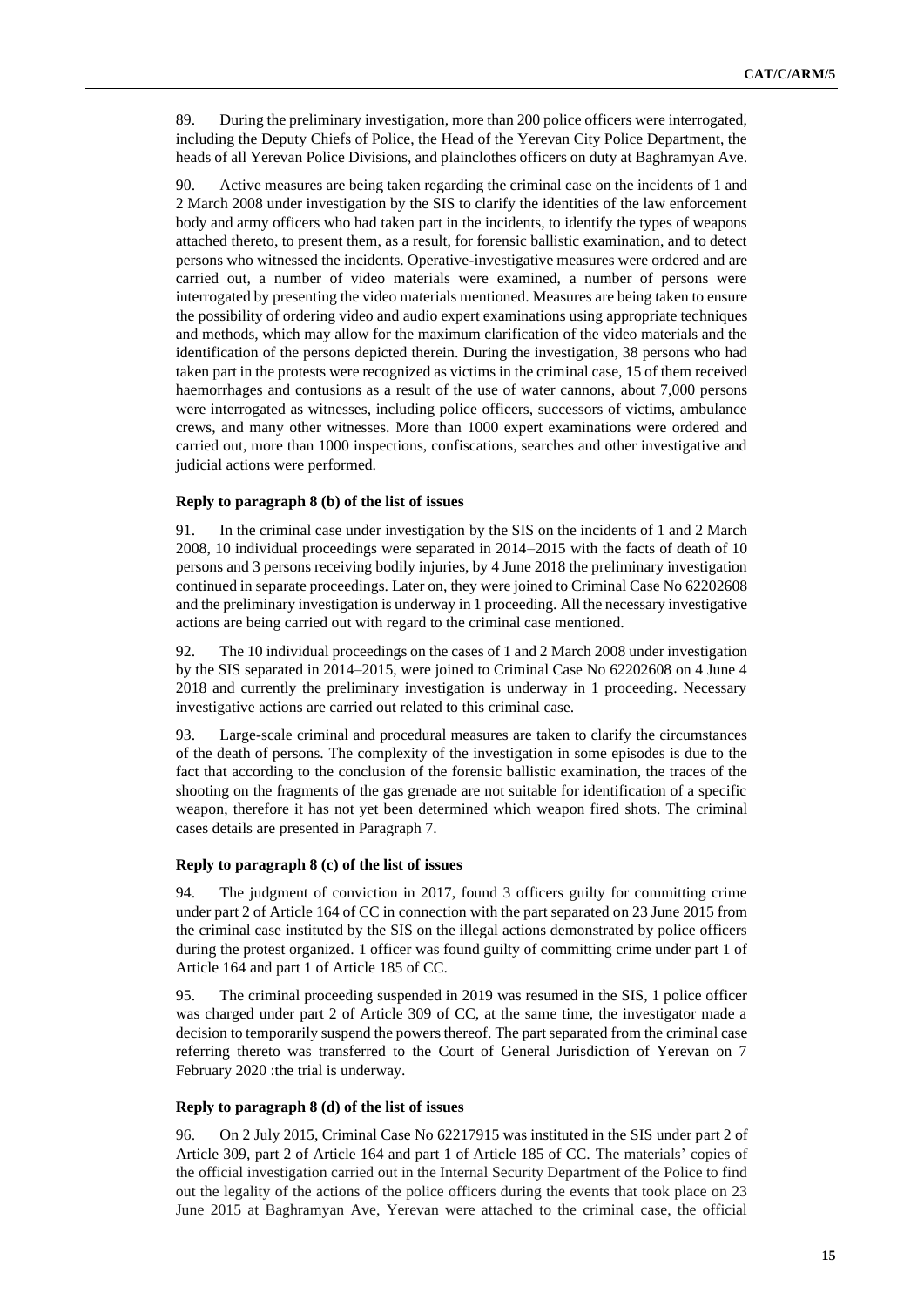89. During the preliminary investigation, more than 200 police officers were interrogated, including the Deputy Chiefs of Police, the Head of the Yerevan City Police Department, the heads of all Yerevan Police Divisions, and plainclothes officers on duty at Baghramyan Ave.

90. Active measures are being taken regarding the criminal case on the incidents of 1 and 2 March 2008 under investigation by the SIS to clarify the identities of the law enforcement body and army officers who had taken part in the incidents, to identify the types of weapons attached thereto, to present them, as a result, for forensic ballistic examination, and to detect persons who witnessed the incidents. Operative-investigative measures were ordered and are carried out, a number of video materials were examined, a number of persons were interrogated by presenting the video materials mentioned. Measures are being taken to ensure the possibility of ordering video and audio expert examinations using appropriate techniques and methods, which may allow for the maximum clarification of the video materials and the identification of the persons depicted therein. During the investigation, 38 persons who had taken part in the protests were recognized as victims in the criminal case, 15 of them received haemorrhages and contusions as a result of the use of water cannons, about 7,000 persons were interrogated as witnesses, including police officers, successors of victims, ambulance crews, and many other witnesses. More than 1000 expert examinations were ordered and carried out, more than 1000 inspections, confiscations, searches and other investigative and judicial actions were performed.

#### Reply to paragraph 8 (b) of the list of issues

91. In the criminal case under investigation by the SIS on the incidents of 1 and 2 March 2008, 10 individual proceedings were separated in 2014–2015 with the facts of death of 10 persons and 3 persons receiving bodily injuries, by 4 June 2018 the preliminary investigation continued in separate proceedings. Later on, they were joined to Criminal Case No 62202608 and the preliminary investigation is underway in 1 proceeding. All the necessary investigative actions are being carried out with regard to the criminal case mentioned.

92. The 10 individual proceedings on the cases of 1 and 2 March 2008 under investigation by the SIS separated in 2014–2015, were joined to Criminal Case No 62202608 on 4 June 4 2018 and currently the preliminary investigation is underway in 1 proceeding. Necessary investigative actions are carried out related to this criminal case.

93. Large-scale criminal and procedural measures are taken to clarify the circumstances of the death of persons. The complexity of the investigation in some episodes is due to the fact that according to the conclusion of the forensic ballistic examination, the traces of the shooting on the fragments of the gas grenade are not suitable for identification of a specific weapon, therefore it has not yet been determined which weapon fired shots. The criminal cases details are presented in Paragraph 7.

#### Reply to paragraph 8 (c) of the list of issues

94. The judgment of conviction in 2017, found 3 officers guilty for committing crime under part 2 of Article 164 of CC in connection with the part separated on 23 June 2015 from the criminal case instituted by the SIS on the illegal actions demonstrated by police officers during the protest organized. 1 officer was found guilty of committing crime under part 1 of Article 164 and part 1 of Article 185 of CC.

95. The criminal proceeding suspended in 2019 was resumed in the SIS, 1 police officer was charged under part 2 of Article 309 of CC, at the same time, the investigator made a decision to temporarily suspend the powers thereof. The part separated from the criminal case referring thereto was transferred to the Court of General Jurisdiction of Yerevan on 7 February 2020 :the trial is underway.

#### Reply to paragraph 8 (d) of the list of issues

96. On 2 July 2015, Criminal Case No 62217915 was instituted in the SIS under part 2 of Article 309, part 2 of Article 164 and part 1 of Article 185 of CC. The materials' copies of the official investigation carried out in the Internal Security Department of the Police to find out the legality of the actions of the police officers during the events that took place on 23 June 2015 at Baghramyan Ave, Yerevan were attached to the criminal case, the official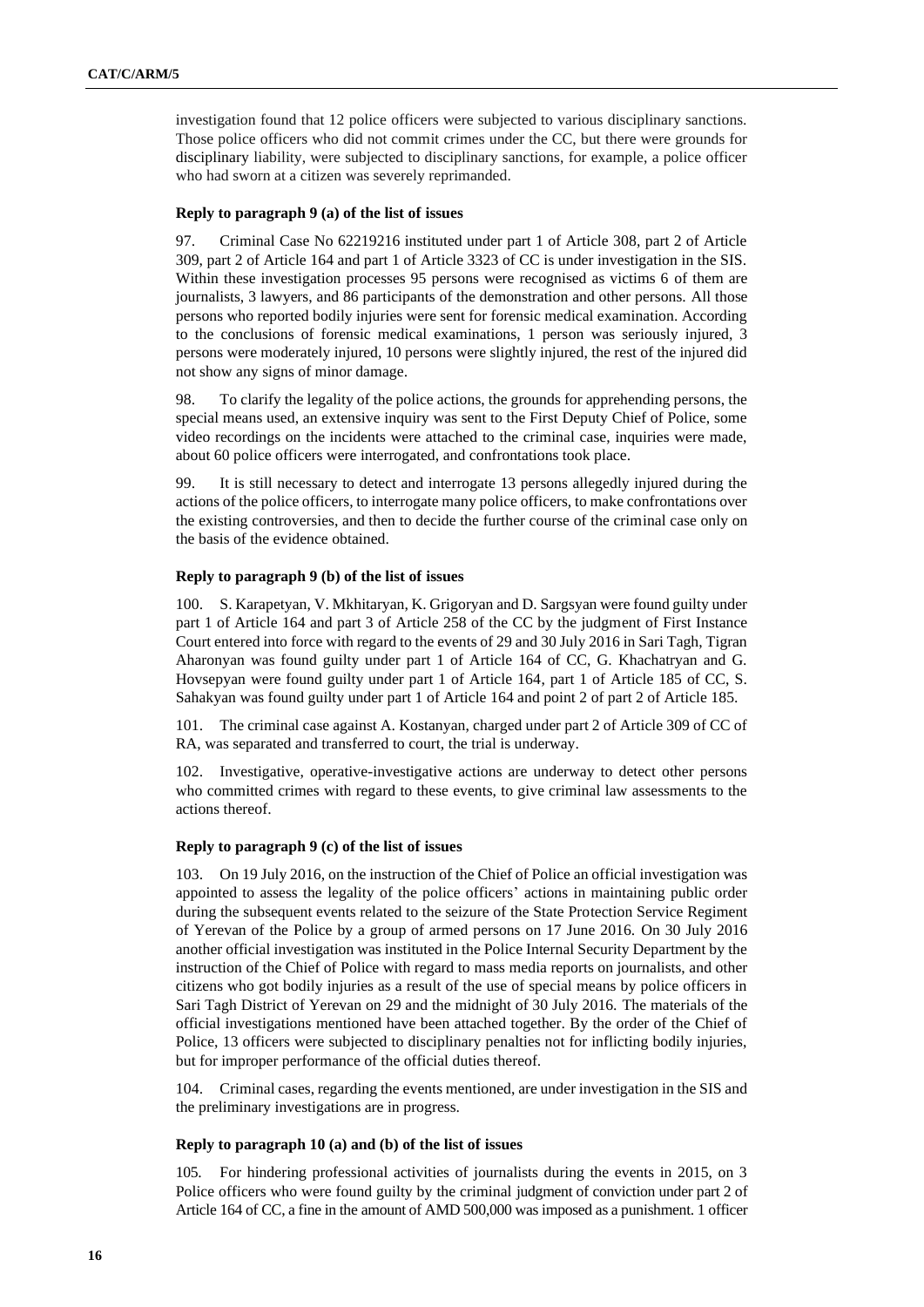investigation found that 12 police officers were subjected to various disciplinary sanctions. Those police officers who did not commit crimes under the CC, but there were grounds for disciplinary liability, were subjected to disciplinary sanctions, for example, a police officer who had sworn at a citizen was severely reprimanded.

#### Reply to paragraph 9 (a) of the list of issues

97. Criminal Case No 62219216 instituted under part 1 of Article 308, part 2 of Article 309, part 2 of Article 164 and part 1 of Article 3323 of CC is under investigation in the SIS. Within these investigation processes 95 persons were recognised as victims 6 of them are journalists, 3 lawyers, and 86 participants of the demonstration and other persons. All those persons who reported bodily injuries were sent for forensic medical examination. According to the conclusions of forensic medical examinations, 1 person was seriously injured, 3 persons were moderately injured, 10 persons were slightly injured, the rest of the injured did not show any signs of minor damage.

98. To clarify the legality of the police actions, the grounds for apprehending persons, the special means used, an extensive inquiry was sent to the First Deputy Chief of Police, some video recordings on the incidents were attached to the criminal case, inquiries were made, about 60 police officers were interrogated, and confrontations took place.

99. It is still necessary to detect and interrogate 13 persons allegedly injured during the actions of the police officers, to interrogate many police officers, to make confrontations over the existing controversies, and then to decide the further course of the criminal case only on the basis of the evidence obtained.

#### Reply to paragraph 9 (b) of the list of issues

100. S. Karapetyan, V. Mkhitaryan, K. Grigoryan and D. Sargsyan were found guilty under part 1 of Article 164 and part 3 of Article 258 of the CC by the judgment of First Instance Court entered into force with regard to the events of 29 and 30 July 2016 in Sari Tagh, Tigran Aharonyan was found guilty under part 1 of Article 164 of CC, G. Khachatryan and G. Hovsepyan were found guilty under part 1 of Article 164, part 1 of Article 185 of CC, S. Sahakyan was found guilty under part 1 of Article 164 and point 2 of part 2 of Article 185.

101. The criminal case against A. Kostanyan, charged under part 2 of Article 309 of CC of RA, was separated and transferred to court, the trial is underway.

102. Investigative, operative-investigative actions are underway to detect other persons who committed crimes with regard to these events, to give criminal law assessments to the actions thereof.

#### Reply to paragraph 9 (c) of the list of issues

103. On 19 July 2016, on the instruction of the Chief of Police an official investigation was appointed to assess the legality of the police officers' actions in maintaining public order during the subsequent events related to the seizure of the State Protection Service Regiment of Yerevan of the Police by a group of armed persons on 17 June 2016. On 30 July 2016 another official investigation was instituted in the Police Internal Security Department by the instruction of the Chief of Police with regard to mass media reports on journalists, and other citizens who got bodily injuries as a result of the use of special means by police officers in Sari Tagh District of Yerevan on 29 and the midnight of 30 July 2016. The materials of the official investigations mentioned have been attached together. By the order of the Chief of Police, 13 officers were subjected to disciplinary penalties not for inflicting bodily injuries, but for improper performance of the official duties thereof.

104. Criminal cases, regarding the events mentioned, are under investigation in the SIS and the preliminary investigations are in progress.

#### Reply to paragraph 10 (a) and (b) of the list of issues

105. For hindering professional activities of journalists during the events in 2015, on 3 Police officers who were found guilty by the criminal judgment of conviction under part 2 of Article 164 of CC, a fine in the amount of AMD 500,000 was imposed as a punishment. 1 officer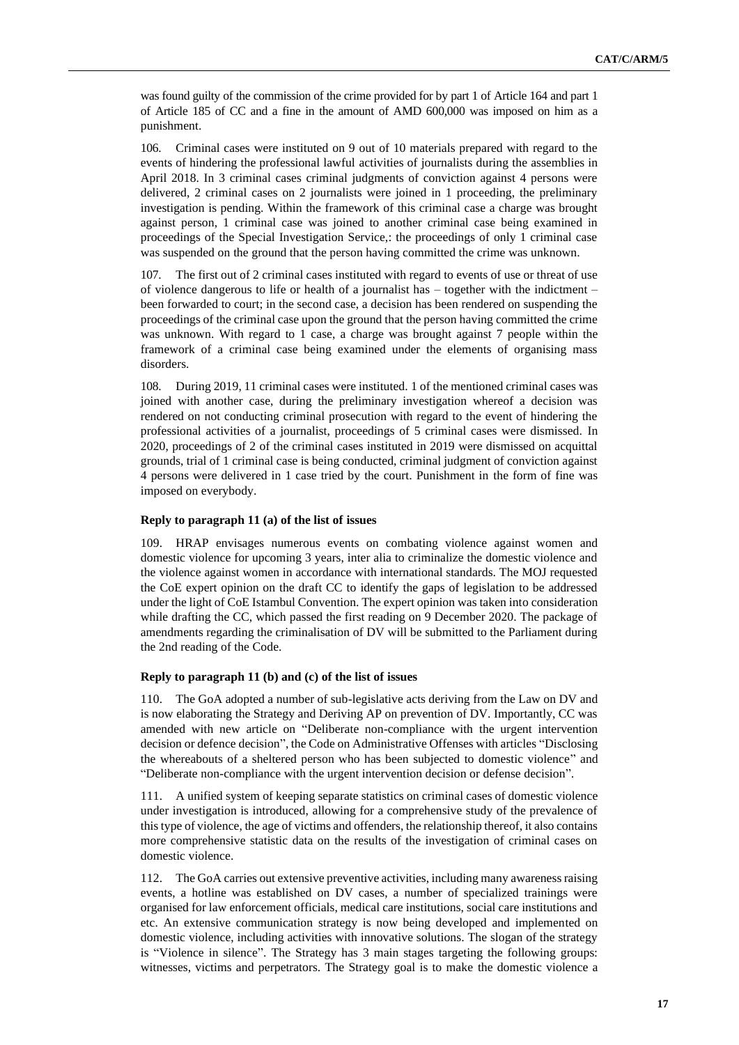was found guilty of the commission of the crime provided for by part 1 of Article 164 and part 1 of Article 185 of CC and a fine in the amount of AMD 600,000 was imposed on him as a punishment.

106. Criminal cases were instituted on 9 out of 10 materials prepared with regard to the events of hindering the professional lawful activities of journalists during the assemblies in April 2018. In 3 criminal cases criminal judgments of conviction against 4 persons were delivered, 2 criminal cases on 2 journalists were joined in 1 proceeding, the preliminary investigation is pending. Within the framework of this criminal case a charge was brought against person, 1 criminal case was joined to another criminal case being examined in proceedings of the Special Investigation Service,: the proceedings of only 1 criminal case was suspended on the ground that the person having committed the crime was unknown.

107. The first out of 2 criminal cases instituted with regard to events of use or threat of use of violence dangerous to life or health of a journalist has – together with the indictment – been forwarded to court; in the second case, a decision has been rendered on suspending the proceedings of the criminal case upon the ground that the person having committed the crime was unknown. With regard to 1 case, a charge was brought against 7 people within the framework of a criminal case being examined under the elements of organising mass disorders.

108. During 2019, 11 criminal cases were instituted. 1 of the mentioned criminal cases was joined with another case, during the preliminary investigation whereof a decision was rendered on not conducting criminal prosecution with regard to the event of hindering the professional activities of a journalist, proceedings of 5 criminal cases were dismissed. In 2020, proceedings of 2 of the criminal cases instituted in 2019 were dismissed on acquittal grounds, trial of 1 criminal case is being conducted, criminal judgment of conviction against 4 persons were delivered in 1 case tried by the court. Punishment in the form of fine was imposed on everybody.

### Reply to paragraph 11 (a) of the list of issues

109. HRAP envisages numerous events on combating violence against women and domestic violence for upcoming 3 years, inter alia to criminalize the domestic violence and the violence against women in accordance with international standards. The MOJ requested the CoE expert opinion on the draft CC to identify the gaps of legislation to be addressed under the light of CoE Istanbul Convention. The expert opinion was taken into consideration while drafting the CC, which passed the first reading on 9 December 2020. The package of amendments regarding the criminalisation of DV will be submitted to the Parliament during the 2nd reading of the Code.

### Reply to paragraph 11 (b) and (c) of the list of issues

110. The GoA adopted a number of sub-legislative acts deriving from the Law on DV and is now elaborating the Strategy and Deriving AP on prevention of DV. Importantly, CC was amended with new article on "Deliberate non-compliance with the urgent intervention decision or defence decision", the Code on Administrative Offenses with articles "Disclosing the whereabouts of a sheltered person who has been subjected to domestic violence" and "Deliberate non-compliance with the urgent intervention decision or defense decision".

111. A unified system of keeping separate statistics on criminal cases of domestic violence under investigation is introduced, allowing for a comprehensive study of the prevalence of this type of violence, the age of victims and offenders, the relationship thereof, it also contains more comprehensive statistic data on the results of the investigation of criminal cases on domestic violence.

112. The GoA carries out extensive preventive activities, including many awareness raising events, a hotline was established on DV cases, a number of specialized trainings were organised for law enforcement officials, medical care institutions, social care institutions and etc. An extensive communication strategy is now being developed and implemented on domestic violence, including activities with innovative solutions. The slogan of the strategy is "Violence in silence". The Strategy has 3 main stages targeting the following groups: witnesses, victims and perpetrators. The Strategy goal is to make the domestic violence a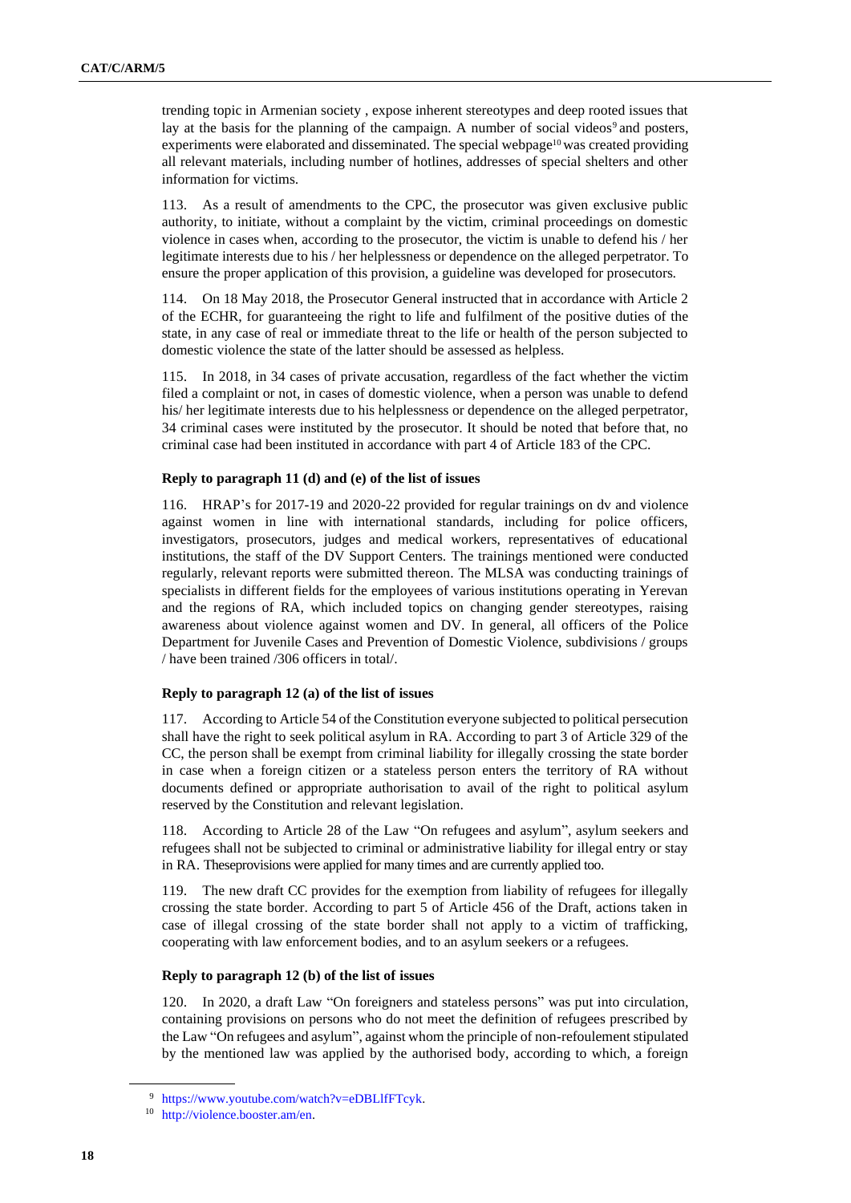trending topic in Armenian society , expose inherent stereotypes and deep rooted issues that lay at the basis for the planning of the campaign. A number of social videos[9] and posters, experiments were elaborated and disseminated. The special webpage[10] was created providing all relevant materials, including number of hotlines, addresses of special shelters and other information for victims.

113. As a result of amendments to the CPC, the prosecutor was given exclusive public authority, to initiate, without a complaint by the victim, criminal proceedings on domestic violence in cases when, according to the prosecutor, the victim is unable to defend his / her legitimate interests due to his / her helplessness or dependence on the alleged perpetrator. To ensure the proper application of this provision, a guideline was developed for prosecutors.

114. On 18 May 2018, the Prosecutor General instructed that in accordance with Article 2 of the ECHR, for guaranteeing the right to life and fulfilment of the positive duties of the state, in any case of real or immediate threat to the life or health of the person subjected to domestic violence the state of the latter should be assessed as helpless.

115. In 2018, in 34 cases of private accusation, regardless of the fact whether the victim filed a complaint or not, in cases of domestic violence, when a person was unable to defend his/ her legitimate interests due to his helplessness or dependence on the alleged perpetrator, 34 criminal cases were instituted by the prosecutor. It should be noted that before that, no criminal case had been instituted in accordance with part 4 of Article 183 of the CPC.

### Reply to paragraph 11 (d) and (e) of the list of issues

116. HRAP's for 2017-19 and 2020-22 provided for regular trainings on dv and violence against women in line with international standards, including for police officers, investigators, prosecutors, judges and medical workers, representatives of educational institutions, the staff of the DV Support Centers. The trainings mentioned were conducted regularly, relevant reports were submitted thereon. The MLSA was conducting trainings of specialists in different fields for the employees of various institutions operating in Yerevan and the regions of RA, which included topics on changing gender stereotypes, raising awareness about violence against women and DV. In general, all officers of the Police Department for Juvenile Cases and Prevention of Domestic Violence, subdivisions / groups / have been trained /306 officers in total/.

### Reply to paragraph 12 (a) of the list of issues

117. According to Article 54 of the Constitution everyone subjected to political persecution shall have the right to seek political asylum in RA. According to part 3 of Article 329 of the CC, the person shall be exempt from criminal liability for illegally crossing the state border in case when a foreign citizen or a stateless person enters the territory of RA without documents defined or appropriate authorisation to avail of the right to political asylum reserved by the Constitution and relevant legislation.

118. According to Article 28 of the Law "On refugees and asylum", asylum seekers and refugees shall not be subjected to criminal or administrative liability for illegal entry or stay in RA. Theseprovisions were applied for many times and are currently applied too.

119. The new draft CC provides for the exemption from liability of refugees for illegally crossing the state border. According to part 5 of Article 456 of the Draft, actions taken in case of illegal crossing of the state border shall not apply to a victim of trafficking, cooperating with law enforcement bodies, and to an asylum seekers or a refugees.

### Reply to paragraph 12 (b) of the list of issues

120. In 2020, a draft Law "On foreigners and stateless persons" was put into circulation, containing provisions on persons who do not meet the definition of refugees prescribed by the Law "On refugees and asylum", against whom the principle of non-refoulement stipulated by the mentioned law was applied by the authorised body, according to which, a foreign

[9] https://www.youtube.com/watch?v=eDBLlfFTcyk.

[10] http://violence.booster.am/en.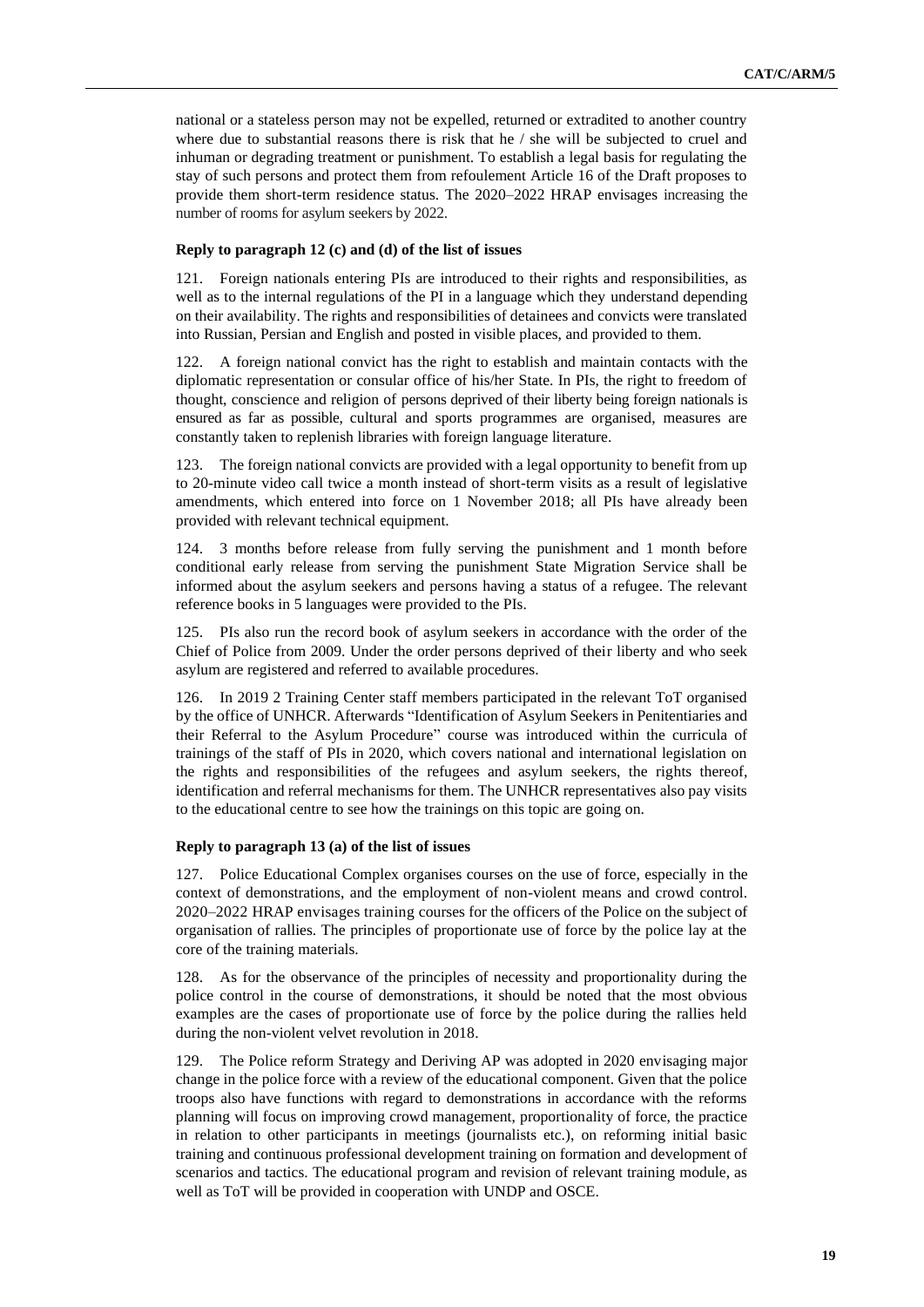national or a stateless person may not be expelled, returned or extradited to another country where due to substantial reasons there is risk that he / she will be subjected to cruel and inhuman or degrading treatment or punishment. To establish a legal basis for regulating the stay of such persons and protect them from refoulement Article 16 of the Draft proposes to provide them short-term residence status. The 2020–2022 HRAP envisages increasing the number of rooms for asylum seekers by 2022.

#### Reply to paragraph 12 (c) and (d) of the list of issues

121. Foreign nationals entering PIs are introduced to their rights and responsibilities, as well as to the internal regulations of the PI in a language which they understand depending on their availability. The rights and responsibilities of detainees and convicts were translated into Russian, Persian and English and posted in visible places, and provided to them.

122. A foreign national convict has the right to establish and maintain contacts with the diplomatic representation or consular office of his/her State. In PIs, the right to freedom of thought, conscience and religion of persons deprived of their liberty being foreign nationals is ensured as far as possible, cultural and sports programmes are organised, measures are constantly taken to replenish libraries with foreign language literature.

123. The foreign national convicts are provided with a legal opportunity to benefit from up to 20-minute video call twice a month instead of short-term visits as a result of legislative amendments, which entered into force on 1 November 2018; all PIs have already been provided with relevant technical equipment.

124. 3 months before release from fully serving the punishment and 1 month before conditional early release from serving the punishment State Migration Service shall be informed about the asylum seekers and persons having a status of a refugee. The relevant reference books in 5 languages were provided to the PIs.

125. PIs also run the record book of asylum seekers in accordance with the order of the Chief of Police from 2009. Under the order persons deprived of their liberty and who seek asylum are registered and referred to available procedures.

126. In 2019 2 Training Center staff members participated in the relevant ToT organised by the office of UNHCR. Afterwards "Identification of Asylum Seekers in Penitentiaries and their Referral to the Asylum Procedure" course was introduced within the curricula of trainings of the staff of PIs in 2020, which covers national and international legislation on the rights and responsibilities of the refugees and asylum seekers, the rights thereof, identification and referral mechanisms for them. The UNHCR representatives also pay visits to the educational centre to see how the trainings on this topic are going on.

#### Reply to paragraph 13 (a) of the list of issues

127. Police Educational Complex organises courses on the use of force, especially in the context of demonstrations, and the employment of non-violent means and crowd control. 2020–2022 HRAP envisages training courses for the officers of the Police on the subject of organisation of rallies. The principles of proportionate use of force by the police lay at the core of the training materials.

128. As for the observance of the principles of necessity and proportionality during the police control in the course of demonstrations, it should be noted that the most obvious examples are the cases of proportionate use of force by the police during the rallies held during the non-violent velvet revolution in 2018.

129. The Police reform Strategy and Deriving AP was adopted in 2020 envisaging major change in the police force with a review of the educational component. Given that the police troops also have functions with regard to demonstrations in accordance with the reforms planning will focus on improving crowd management, proportionality of force, the practice in relation to other participants in meetings (journalists etc.), on reforming initial basic training and continuous professional development training on formation and development of scenarios and tactics. The educational program and revision of relevant training module, as well as ToT will be provided in cooperation with UNDP and OSCE.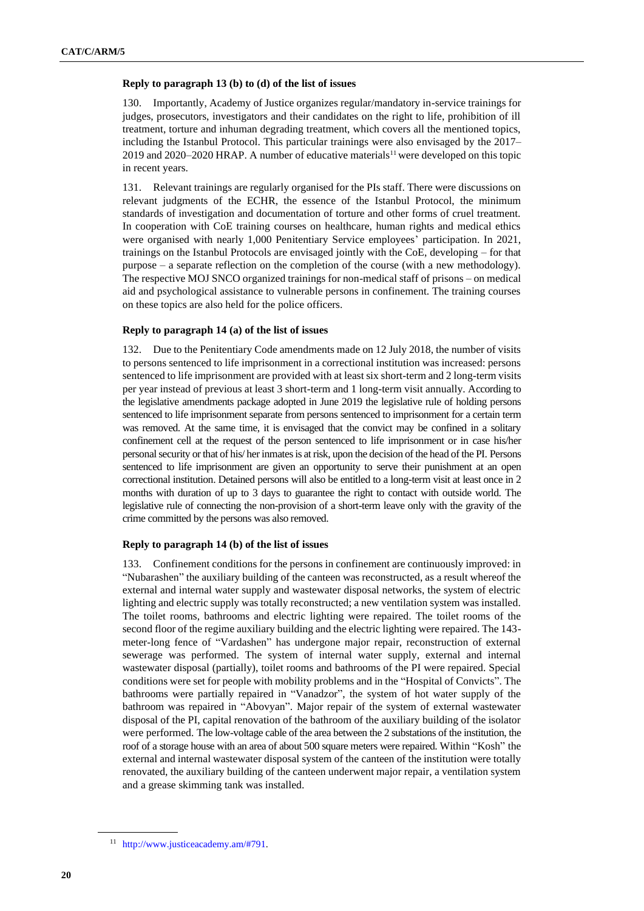#### Reply to paragraph 13 (b) to (d) of the list of issues

130. Importantly, Academy of Justice organizes regular/mandatory in-service trainings for judges, prosecutors, investigators and their candidates on the right to life, prohibition of ill treatment, torture and inhuman degrading treatment, which covers all the mentioned topics, including the Istanbul Protocol. This particular trainings were also envisaged by the 2017–2019 and 2020–2020 HRAP. A number of educative materials[11] were developed on this topic in recent years.

131. Relevant trainings are regularly organised for the PIs staff. There were discussions on relevant judgments of the ECHR, the essence of the Istanbul Protocol, the minimum standards of investigation and documentation of torture and other forms of cruel treatment. In cooperation with CoE training courses on healthcare, human rights and medical ethics were organised with nearly 1,000 Penitentiary Service employees' participation. In 2021, trainings on the Istanbul Protocols are envisaged jointly with the CoE, developing – for that purpose – a separate reflection on the completion of the course (with a new methodology). The respective MOJ SNCO organized trainings for non-medical staff of prisons – on medical aid and psychological assistance to vulnerable persons in confinement. The training courses on these topics are also held for the police officers.

#### Reply to paragraph 14 (a) of the list of issues

132. Due to the Penitentiary Code amendments made on 12 July 2018, the number of visits to persons sentenced to life imprisonment in a correctional institution was increased: persons sentenced to life imprisonment are provided with at least six short-term and 2 long-term visits per year instead of previous at least 3 short-term and 1 long-term visit annually. According to the legislative amendments package adopted in June 2019 the legislative rule of holding persons sentenced to life imprisonment separate from persons sentenced to imprisonment for a certain term was removed. At the same time, it is envisaged that the convict may be confined in a solitary confinement cell at the request of the person sentenced to life imprisonment or in case his/her personal security or that of his/ her inmates is at risk, upon the decision of the head of the PI. Persons sentenced to life imprisonment are given an opportunity to serve their punishment at an open correctional institution. Detained persons will also be entitled to a long-term visit at least once in 2 months with duration of up to 3 days to guarantee the right to contact with outside world. The legislative rule of connecting the non-provision of a short-term leave only with the gravity of the crime committed by the persons was also removed.

#### Reply to paragraph 14 (b) of the list of issues

133. Confinement conditions for the persons in confinement are continuously improved: in "Nubarashen" the auxiliary building of the canteen was reconstructed, as a result whereof the external and internal water supply and wastewater disposal networks, the system of electric lighting and electric supply was totally reconstructed; a new ventilation system was installed. The toilet rooms, bathrooms and electric lighting were repaired. The toilet rooms of the second floor of the regime auxiliary building and the electric lighting were repaired. The 143-meter-long fence of "Vardashen" has undergone major repair, reconstruction of external sewerage was performed. The system of internal water supply, external and internal wastewater disposal (partially), toilet rooms and bathrooms of the PI were repaired. Special conditions were set for people with mobility problems and in the "Hospital of Convicts". The bathrooms were partially repaired in "Vanadzor", the system of hot water supply of the bathroom was repaired in "Abovyan". Major repair of the system of external wastewater disposal of the PI, capital renovation of the bathroom of the auxiliary building of the isolator were performed. The low-voltage cable of the area between the 2 substations of the institution, the roof of a storage house with an area of about 500 square meters were repaired. Within "Kosh" the external and internal wastewater disposal system of the canteen of the institution were totally renovated, the auxiliary building of the canteen underwent major repair, a ventilation system and a grease skimming tank was installed.

[11] http://www.justiceacademy.am/#791.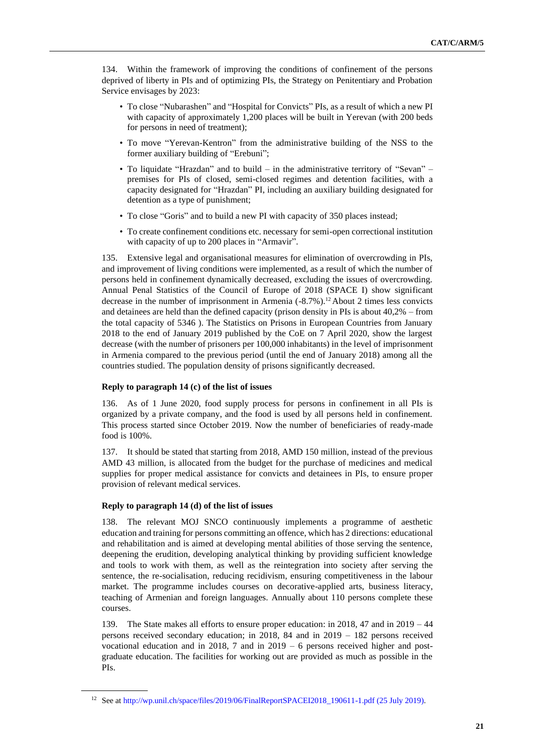134. Within the framework of improving the conditions of confinement of the persons deprived of liberty in PIs and of optimizing PIs, the Strategy on Penitentiary and Probation Service envisages by 2023:

- To close "Nubarashen" and "Hospital for Convicts" PIs, as a result of which a new PI with capacity of approximately 1,200 places will be built in Yerevan (with 200 beds for persons in need of treatment);
- To move "Yerevan-Kentron" from the administrative building of the NSS to the former auxiliary building of "Erebuni";
- To liquidate "Hrazdan" and to build – in the administrative territory of "Sevan" – premises for PIs of closed, semi-closed regimes and detention facilities, with a capacity designated for "Hrazdan" PI, including an auxiliary building designated for detention as a type of punishment;
- To close "Goris" and to build a new PI with capacity of 350 places instead;
- To create confinement conditions etc. necessary for semi-open correctional institution with capacity of up to 200 places in "Armavir".

135. Extensive legal and organisational measures for elimination of overcrowding in PIs, and improvement of living conditions were implemented, as a result of which the number of persons held in confinement dynamically decreased, excluding the issues of overcrowding. Annual Penal Statistics of the Council of Europe of 2018 (SPACE I) show significant decrease in the number of imprisonment in Armenia (-8.7%).[12] About 2 times less convicts and detainees are held than the defined capacity (prison density in PIs is about 40,2% – from the total capacity of 5346 ). The Statistics on Prisons in European Countries from January 2018 to the end of January 2019 published by the CoE on 7 April 2020, show the largest decrease (with the number of prisoners per 100,000 inhabitants) in the level of imprisonment in Armenia compared to the previous period (until the end of January 2018) among all the countries studied. The population density of prisons significantly decreased.

**Reply to paragraph 14 (c) of the list of issues**

136. As of 1 June 2020, food supply process for persons in confinement in all PIs is organized by a private company, and the food is used by all persons held in confinement. This process started since October 2019. Now the number of beneficiaries of ready-made food is 100%.

137. It should be stated that starting from 2018, AMD 150 million, instead of the previous AMD 43 million, is allocated from the budget for the purchase of medicines and medical supplies for proper medical assistance for convicts and detainees in PIs, to ensure proper provision of relevant medical services.

**Reply to paragraph 14 (d) of the list of issues**

138. The relevant MOJ SNCO continuously implements a programme of aesthetic education and training for persons committing an offence, which has 2 directions: educational and rehabilitation and is aimed at developing mental abilities of those serving the sentence, deepening the erudition, developing analytical thinking by providing sufficient knowledge and tools to work with them, as well as the reintegration into society after serving the sentence, the re-socialisation, reducing recidivism, ensuring competitiveness in the labour market. The programme includes courses on decorative-applied arts, business literacy, teaching of Armenian and foreign languages. Annually about 110 persons complete these courses.

139. The State makes all efforts to ensure proper education: in 2018, 47 and in 2019 – 44 persons received secondary education; in 2018, 84 and in 2019 – 182 persons received vocational education and in 2018, 7 and in 2019 – 6 persons received higher and post-graduate education. The facilities for working out are provided as much as possible in the PIs.

---

[12] See at http://wp.unil.ch/space/files/2019/06/FinalReportSPACEI2018_190611-1.pdf (25 July 2019).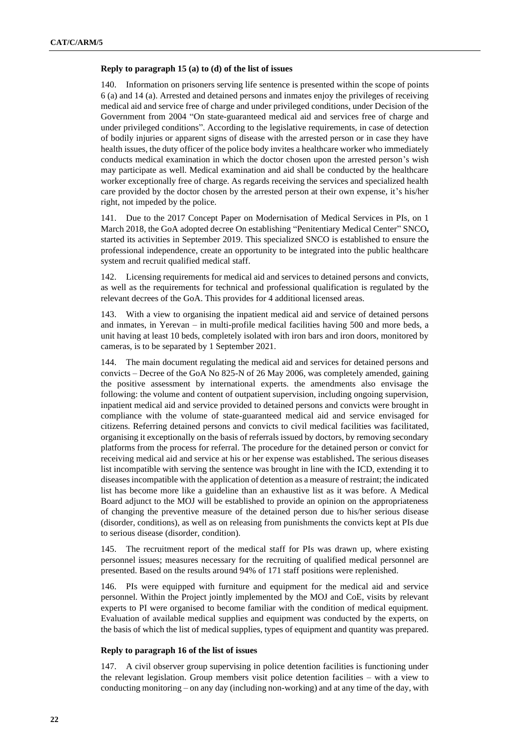#### Reply to paragraph 15 (a) to (d) of the list of issues

140. Information on prisoners serving life sentence is presented within the scope of points 6 (a) and 14 (a). Arrested and detained persons and inmates enjoy the privileges of receiving medical aid and service free of charge and under privileged conditions, under Decision of the Government from 2004 "On state-guaranteed medical aid and services free of charge and under privileged conditions". According to the legislative requirements, in case of detection of bodily injuries or apparent signs of disease with the arrested person or in case they have health issues, the duty officer of the police body invites a healthcare worker who immediately conducts medical examination in which the doctor chosen upon the arrested person's wish may participate as well. Medical examination and aid shall be conducted by the healthcare worker exceptionally free of charge. As regards receiving the services and specialized health care provided by the doctor chosen by the arrested person at their own expense, it's his/her right, not impeded by the police.

141. Due to the 2017 Concept Paper on Modernisation of Medical Services in PIs, on 1 March 2018, the GoA adopted decree On establishing "Penitentiary Medical Center" SNCO**,** started its activities in September 2019. This specialized SNCO is established to ensure the professional independence, create an opportunity to be integrated into the public healthcare system and recruit qualified medical staff.

142. Licensing requirements for medical aid and services to detained persons and convicts, as well as the requirements for technical and professional qualification is regulated by the relevant decrees of the GoA. This provides for 4 additional licensed areas.

143. With a view to organising the inpatient medical aid and service of detained persons and inmates, in Yerevan – in multi-profile medical facilities having 500 and more beds, a unit having at least 10 beds, completely isolated with iron bars and iron doors, monitored by cameras, is to be separated by 1 September 2021.

144. The main document regulating the medical aid and services for detained persons and convicts – Decree of the GoA No 825-N of 26 May 2006, was completely amended, gaining the positive assessment by international experts. the amendments also envisage the following: the volume and content of outpatient supervision, including ongoing supervision, inpatient medical aid and service provided to detained persons and convicts were brought in compliance with the volume of state-guaranteed medical aid and service envisaged for citizens. Referring detained persons and convicts to civil medical facilities was facilitated, organising it exceptionally on the basis of referrals issued by doctors, by removing secondary platforms from the process for referral. The procedure for the detained person or convict for receiving medical aid and service at his or her expense was established**.** The serious diseases list incompatible with serving the sentence was brought in line with the ICD, extending it to diseases incompatible with the application of detention as a measure of restraint; the indicated list has become more like a guideline than an exhaustive list as it was before. A Medical Board adjunct to the MOJ will be established to provide an opinion on the appropriateness of changing the preventive measure of the detained person due to his/her serious disease (disorder, conditions), as well as on releasing from punishments the convicts kept at PIs due to serious disease (disorder, condition).

145. The recruitment report of the medical staff for PIs was drawn up, where existing personnel issues; measures necessary for the recruiting of qualified medical personnel are presented. Based on the results around 94% of 171 staff positions were replenished.

146. PIs were equipped with furniture and equipment for the medical aid and service personnel. Within the Project jointly implemented by the MOJ and CoE, visits by relevant experts to PI were organised to become familiar with the condition of medical equipment. Evaluation of available medical supplies and equipment was conducted by the experts, on the basis of which the list of medical supplies, types of equipment and quantity was prepared.

#### Reply to paragraph 16 of the list of issues

147. A civil observer group supervising in police detention facilities is functioning under the relevant legislation. Group members visit police detention facilities – with a view to conducting monitoring – on any day (including non-working) and at any time of the day, with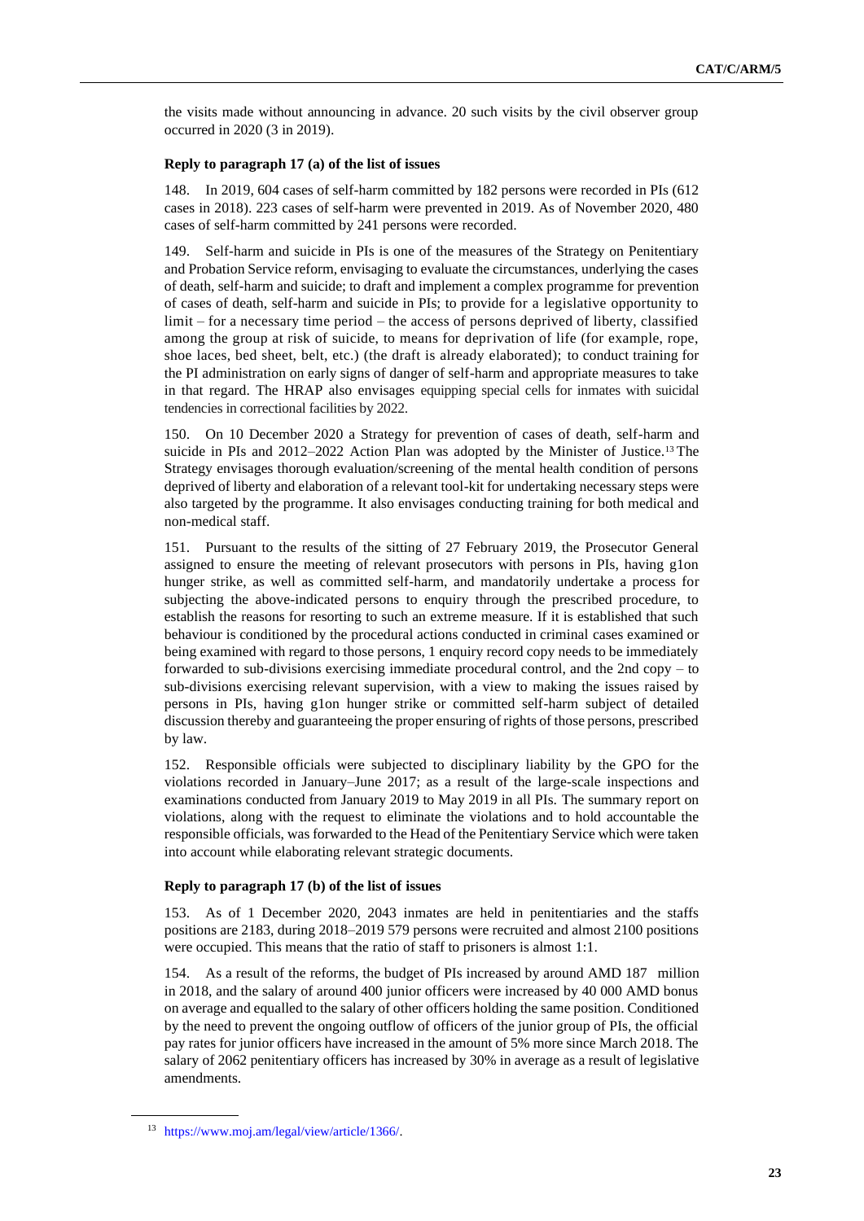the visits made without announcing in advance. 20 such visits by the civil observer group occurred in 2020 (3 in 2019).

### Reply to paragraph 17 (a) of the list of issues

148. In 2019, 604 cases of self-harm committed by 182 persons were recorded in PIs (612 cases in 2018). 223 cases of self-harm were prevented in 2019. As of November 2020, 480 cases of self-harm committed by 241 persons were recorded.

149. Self-harm and suicide in PIs is one of the measures of the Strategy on Penitentiary and Probation Service reform, envisaging to evaluate the circumstances, underlying the cases of death, self-harm and suicide; to draft and implement a complex programme for prevention of cases of death, self-harm and suicide in PIs; to provide for a legislative opportunity to limit – for a necessary time period – the access of persons deprived of liberty, classified among the group at risk of suicide, to means for deprivation of life (for example, rope, shoe laces, bed sheet, belt, etc.) (the draft is already elaborated); to conduct training for the PI administration on early signs of danger of self-harm and appropriate measures to take in that regard. The HRAP also envisages equipping special cells for inmates with suicidal tendencies in correctional facilities by 2022.

150. On 10 December 2020 a Strategy for prevention of cases of death, self-harm and suicide in PIs and 2012–2022 Action Plan was adopted by the Minister of Justice.[13] The Strategy envisages thorough evaluation/screening of the mental health condition of persons deprived of liberty and elaboration of a relevant tool-kit for undertaking necessary steps were also targeted by the programme. It also envisages conducting training for both medical and non-medical staff.

151. Pursuant to the results of the sitting of 27 February 2019, the Prosecutor General assigned to ensure the meeting of relevant prosecutors with persons in PIs, having g1on hunger strike, as well as committed self-harm, and mandatorily undertake a process for subjecting the above-indicated persons to enquiry through the prescribed procedure, to establish the reasons for resorting to such an extreme measure. If it is established that such behaviour is conditioned by the procedural actions conducted in criminal cases examined or being examined with regard to those persons, 1 enquiry record copy needs to be immediately forwarded to sub-divisions exercising immediate procedural control, and the 2nd copy – to sub-divisions exercising relevant supervision, with a view to making the issues raised by persons in PIs, having g1on hunger strike or committed self-harm subject of detailed discussion thereby and guaranteeing the proper ensuring of rights of those persons, prescribed by law.

152. Responsible officials were subjected to disciplinary liability by the GPO for the violations recorded in January–June 2017; as a result of the large-scale inspections and examinations conducted from January 2019 to May 2019 in all PIs. The summary report on violations, along with the request to eliminate the violations and to hold accountable the responsible officials, was forwarded to the Head of the Penitentiary Service which were taken into account while elaborating relevant strategic documents.

### Reply to paragraph 17 (b) of the list of issues

153. As of 1 December 2020, 2043 inmates are held in penitentiaries and the staffs positions are 2183, during 2018–2019 579 persons were recruited and almost 2100 positions were occupied. This means that the ratio of staff to prisoners is almost 1:1.

154. As a result of the reforms, the budget of PIs increased by around AMD 187 million in 2018, and the salary of around 400 junior officers were increased by 40 000 AMD bonus on average and equalled to the salary of other officers holding the same position. Conditioned by the need to prevent the ongoing outflow of officers of the junior group of PIs, the official pay rates for junior officers have increased in the amount of 5% more since March 2018. The salary of 2062 penitentiary officers has increased by 30% in average as a result of legislative amendments.

---

[13] https://www.moj.am/legal/view/article/1366/.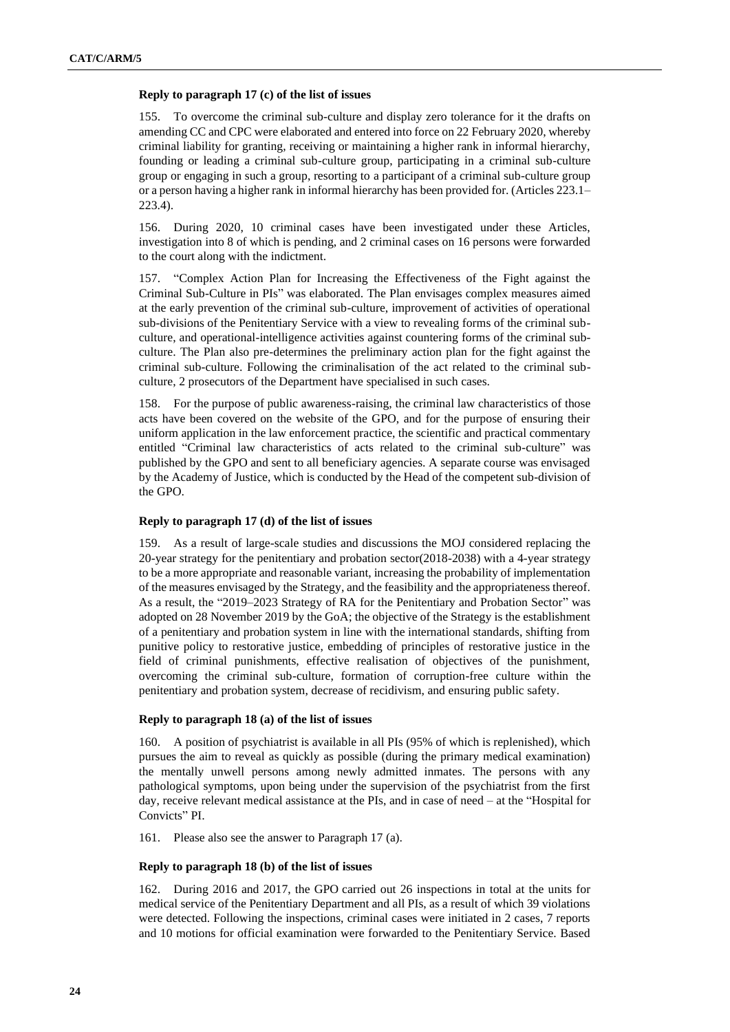### Reply to paragraph 17 (c) of the list of issues

155. To overcome the criminal sub-culture and display zero tolerance for it the drafts on amending CC and CPC were elaborated and entered into force on 22 February 2020, whereby criminal liability for granting, receiving or maintaining a higher rank in informal hierarchy, founding or leading a criminal sub-culture group, participating in a criminal sub-culture group or engaging in such a group, resorting to a participant of a criminal sub-culture group or a person having a higher rank in informal hierarchy has been provided for. (Articles 223.1–223.4).

156. During 2020, 10 criminal cases have been investigated under these Articles, investigation into 8 of which is pending, and 2 criminal cases on 16 persons were forwarded to the court along with the indictment.

157. "Complex Action Plan for Increasing the Effectiveness of the Fight against the Criminal Sub-Culture in PIs" was elaborated. The Plan envisages complex measures aimed at the early prevention of the criminal sub-culture, improvement of activities of operational sub-divisions of the Penitentiary Service with a view to revealing forms of the criminal sub-culture, and operational-intelligence activities against countering forms of the criminal sub-culture. The Plan also pre-determines the preliminary action plan for the fight against the criminal sub-culture. Following the criminalisation of the act related to the criminal sub-culture, 2 prosecutors of the Department have specialised in such cases.

158. For the purpose of public awareness-raising, the criminal law characteristics of those acts have been covered on the website of the GPO, and for the purpose of ensuring their uniform application in the law enforcement practice, the scientific and practical commentary entitled "Criminal law characteristics of acts related to the criminal sub-culture" was published by the GPO and sent to all beneficiary agencies. A separate course was envisaged by the Academy of Justice, which is conducted by the Head of the competent sub-division of the GPO.

### Reply to paragraph 17 (d) of the list of issues

159. As a result of large-scale studies and discussions the MOJ considered replacing the 20-year strategy for the penitentiary and probation sector(2018-2038) with a 4-year strategy to be a more appropriate and reasonable variant, increasing the probability of implementation of the measures envisaged by the Strategy, and the feasibility and the appropriateness thereof. As a result, the "2019–2023 Strategy of RA for the Penitentiary and Probation Sector" was adopted on 28 November 2019 by the GoA; the objective of the Strategy is the establishment of a penitentiary and probation system in line with the international standards, shifting from punitive policy to restorative justice, embedding of principles of restorative justice in the field of criminal punishments, effective realisation of objectives of the punishment, overcoming the criminal sub-culture, formation of corruption-free culture within the penitentiary and probation system, decrease of recidivism, and ensuring public safety.

### Reply to paragraph 18 (a) of the list of issues

160. A position of psychiatrist is available in all PIs (95% of which is replenished), which pursues the aim to reveal as quickly as possible (during the primary medical examination) the mentally unwell persons among newly admitted inmates. The persons with any pathological symptoms, upon being under the supervision of the psychiatrist from the first day, receive relevant medical assistance at the PIs, and in case of need – at the "Hospital for Convicts" PI.

161. Please also see the answer to Paragraph 17 (a).

### Reply to paragraph 18 (b) of the list of issues

162. During 2016 and 2017, the GPO carried out 26 inspections in total at the units for medical service of the Penitentiary Department and all PIs, as a result of which 39 violations were detected. Following the inspections, criminal cases were initiated in 2 cases, 7 reports and 10 motions for official examination were forwarded to the Penitentiary Service. Based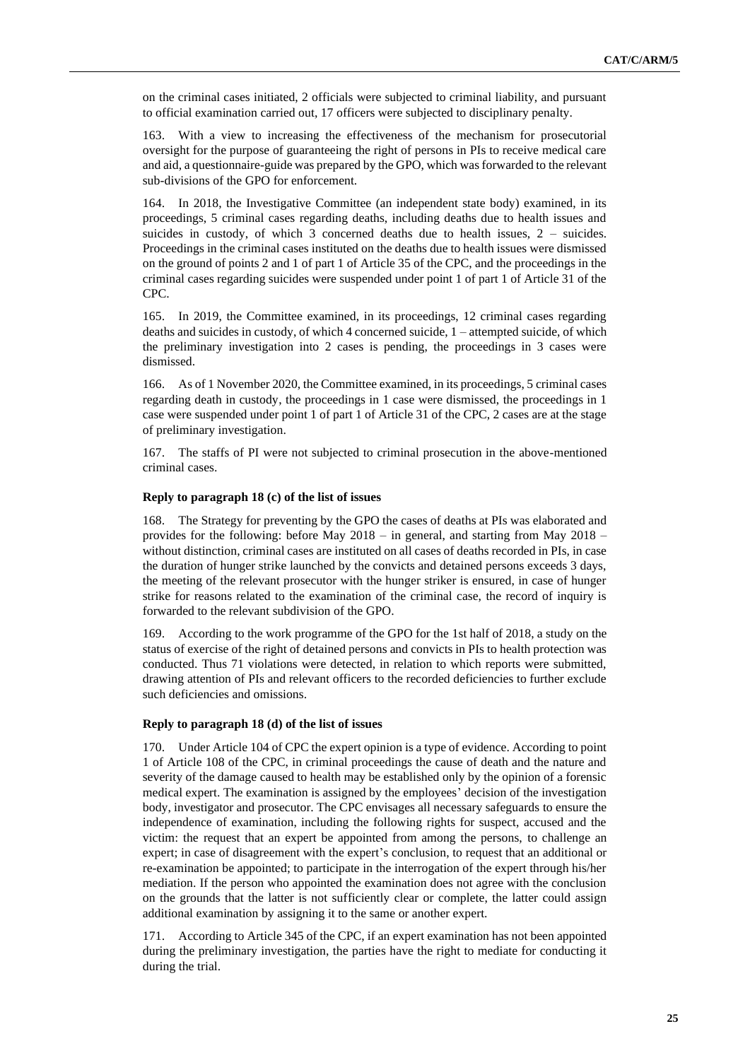on the criminal cases initiated, 2 officials were subjected to criminal liability, and pursuant to official examination carried out, 17 officers were subjected to disciplinary penalty.

163. With a view to increasing the effectiveness of the mechanism for prosecutorial oversight for the purpose of guaranteeing the right of persons in PIs to receive medical care and aid, a questionnaire-guide was prepared by the GPO, which was forwarded to the relevant sub-divisions of the GPO for enforcement.

164. In 2018, the Investigative Committee (an independent state body) examined, in its proceedings, 5 criminal cases regarding deaths, including deaths due to health issues and suicides in custody, of which 3 concerned deaths due to health issues, 2 – suicides. Proceedings in the criminal cases instituted on the deaths due to health issues were dismissed on the ground of points 2 and 1 of part 1 of Article 35 of the CPC, and the proceedings in the criminal cases regarding suicides were suspended under point 1 of part 1 of Article 31 of the CPC.

165. In 2019, the Committee examined, in its proceedings, 12 criminal cases regarding deaths and suicides in custody, of which 4 concerned suicide, 1 – attempted suicide, of which the preliminary investigation into 2 cases is pending, the proceedings in 3 cases were dismissed.

166. As of 1 November 2020, the Committee examined, in its proceedings, 5 criminal cases regarding death in custody, the proceedings in 1 case were dismissed, the proceedings in 1 case were suspended under point 1 of part 1 of Article 31 of the CPC, 2 cases are at the stage of preliminary investigation.

167. The staffs of PI were not subjected to criminal prosecution in the above-mentioned criminal cases.

### Reply to paragraph 18 (c) of the list of issues

168. The Strategy for preventing by the GPO the cases of deaths at PIs was elaborated and provides for the following: before May 2018 – in general, and starting from May 2018 – without distinction, criminal cases are instituted on all cases of deaths recorded in PIs, in case the duration of hunger strike launched by the convicts and detained persons exceeds 3 days, the meeting of the relevant prosecutor with the hunger striker is ensured, in case of hunger strike for reasons related to the examination of the criminal case, the record of inquiry is forwarded to the relevant subdivision of the GPO.

169. According to the work programme of the GPO for the 1st half of 2018, a study on the status of exercise of the right of detained persons and convicts in PIs to health protection was conducted. Thus 71 violations were detected, in relation to which reports were submitted, drawing attention of PIs and relevant officers to the recorded deficiencies to further exclude such deficiencies and omissions.

### Reply to paragraph 18 (d) of the list of issues

170. Under Article 104 of CPC the expert opinion is a type of evidence. According to point 1 of Article 108 of the CPC, in criminal proceedings the cause of death and the nature and severity of the damage caused to health may be established only by the opinion of a forensic medical expert. The examination is assigned by the employees' decision of the investigation body, investigator and prosecutor. The CPC envisages all necessary safeguards to ensure the independence of examination, including the following rights for suspect, accused and the victim: the request that an expert be appointed from among the persons, to challenge an expert; in case of disagreement with the expert's conclusion, to request that an additional or re-examination be appointed; to participate in the interrogation of the expert through his/her mediation. If the person who appointed the examination does not agree with the conclusion on the grounds that the latter is not sufficiently clear or complete, the latter could assign additional examination by assigning it to the same or another expert.

171. According to Article 345 of the CPC, if an expert examination has not been appointed during the preliminary investigation, the parties have the right to mediate for conducting it during the trial.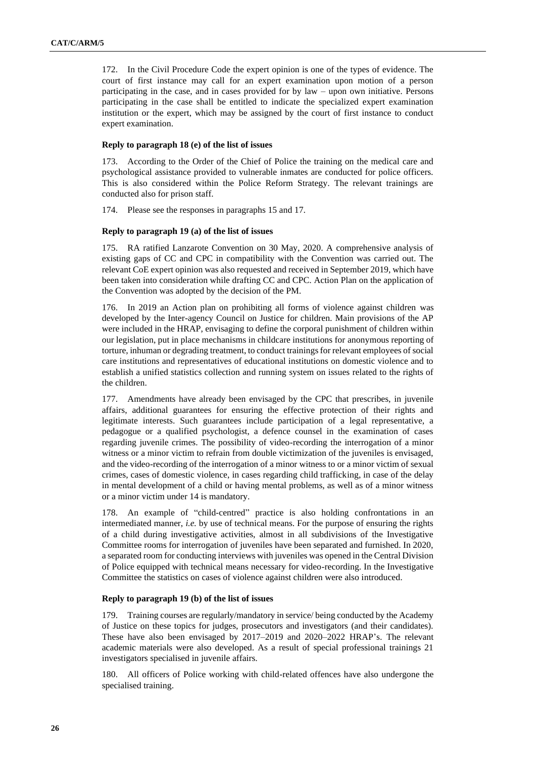172. In the Civil Procedure Code the expert opinion is one of the types of evidence. The court of first instance may call for an expert examination upon motion of a person participating in the case, and in cases provided for by law – upon own initiative. Persons participating in the case shall be entitled to indicate the specialized expert examination institution or the expert, which may be assigned by the court of first instance to conduct expert examination.

#### Reply to paragraph 18 (e) of the list of issues

173. According to the Order of the Chief of Police the training on the medical care and psychological assistance provided to vulnerable inmates are conducted for police officers. This is also considered within the Police Reform Strategy. The relevant trainings are conducted also for prison staff.

174. Please see the responses in paragraphs 15 and 17.

#### Reply to paragraph 19 (a) of the list of issues

175. RA ratified Lanzarote Convention on 30 May, 2020. A comprehensive analysis of existing gaps of CC and CPC in compatibility with the Convention was carried out. The relevant CoE expert opinion was also requested and received in September 2019, which have been taken into consideration while drafting CC and CPC. Action Plan on the application of the Convention was adopted by the decision of the PM.

176. In 2019 an Action plan on prohibiting all forms of violence against children was developed by the Inter-agency Council on Justice for children. Main provisions of the AP were included in the HRAP, envisaging to define the corporal punishment of children within our legislation, put in place mechanisms in childcare institutions for anonymous reporting of torture, inhuman or degrading treatment, to conduct trainings for relevant employees of social care institutions and representatives of educational institutions on domestic violence and to establish a unified statistics collection and running system on issues related to the rights of the children.

177. Amendments have already been envisaged by the CPC that prescribes, in juvenile affairs, additional guarantees for ensuring the effective protection of their rights and legitimate interests. Such guarantees include participation of a legal representative, a pedagogue or a qualified psychologist, a defence counsel in the examination of cases regarding juvenile crimes. The possibility of video-recording the interrogation of a minor witness or a minor victim to refrain from double victimization of the juveniles is envisaged, and the video-recording of the interrogation of a minor witness to or a minor victim of sexual crimes, cases of domestic violence, in cases regarding child trafficking, in case of the delay in mental development of a child or having mental problems, as well as of a minor witness or a minor victim under 14 is mandatory.

178. An example of "child-centred" practice is also holding confrontations in an intermediated manner, *i.e.* by use of technical means. For the purpose of ensuring the rights of a child during investigative activities, almost in all subdivisions of the Investigative Committee rooms for interrogation of juveniles have been separated and furnished. In 2020, a separated room for conducting interviews with juveniles was opened in the Central Division of Police equipped with technical means necessary for video-recording. In the Investigative Committee the statistics on cases of violence against children were also introduced.

#### Reply to paragraph 19 (b) of the list of issues

179. Training courses are regularly/mandatory in service/ being conducted by the Academy of Justice on these topics for judges, prosecutors and investigators (and their candidates). These have also been envisaged by 2017–2019 and 2020–2022 HRAP's. The relevant academic materials were also developed. As a result of special professional trainings 21 investigators specialised in juvenile affairs.

180. All officers of Police working with child-related offences have also undergone the specialised training.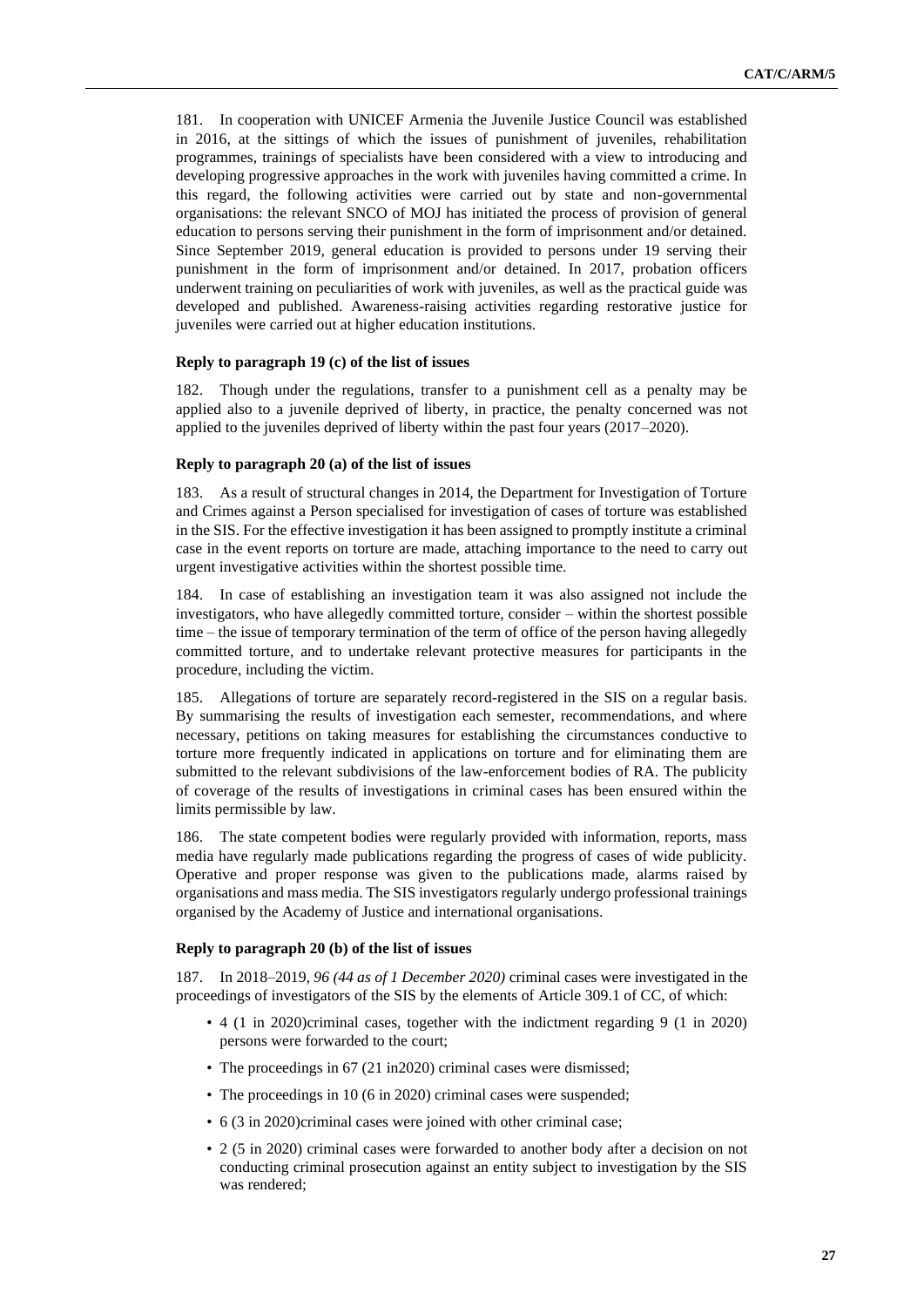181. In cooperation with UNICEF Armenia the Juvenile Justice Council was established in 2016, at the sittings of which the issues of punishment of juveniles, rehabilitation programmes, trainings of specialists have been considered with a view to introducing and developing progressive approaches in the work with juveniles having committed a crime. In this regard, the following activities were carried out by state and non-governmental organisations: the relevant SNCO of MOJ has initiated the process of provision of general education to persons serving their punishment in the form of imprisonment and/or detained. Since September 2019, general education is provided to persons under 19 serving their punishment in the form of imprisonment and/or detained. In 2017, probation officers underwent training on peculiarities of work with juveniles, as well as the practical guide was developed and published. Awareness-raising activities regarding restorative justice for juveniles were carried out at higher education institutions.

#### Reply to paragraph 19 (c) of the list of issues

182. Though under the regulations, transfer to a punishment cell as a penalty may be applied also to a juvenile deprived of liberty, in practice, the penalty concerned was not applied to the juveniles deprived of liberty within the past four years (2017–2020).

#### Reply to paragraph 20 (a) of the list of issues

183. As a result of structural changes in 2014, the Department for Investigation of Torture and Crimes against a Person specialised for investigation of cases of torture was established in the SIS. For the effective investigation it has been assigned to promptly institute a criminal case in the event reports on torture are made, attaching importance to the need to carry out urgent investigative activities within the shortest possible time.

184. In case of establishing an investigation team it was also assigned not include the investigators, who have allegedly committed torture, consider – within the shortest possible time – the issue of temporary termination of the term of office of the person having allegedly committed torture, and to undertake relevant protective measures for participants in the procedure, including the victim.

185. Allegations of torture are separately record-registered in the SIS on a regular basis. By summarising the results of investigation each semester, recommendations, and where necessary, petitions on taking measures for establishing the circumstances conductive to torture more frequently indicated in applications on torture and for eliminating them are submitted to the relevant subdivisions of the law-enforcement bodies of RA. The publicity of coverage of the results of investigations in criminal cases has been ensured within the limits permissible by law.

186. The state competent bodies were regularly provided with information, reports, mass media have regularly made publications regarding the progress of cases of wide publicity. Operative and proper response was given to the publications made, alarms raised by organisations and mass media. The SIS investigators regularly undergo professional trainings organised by the Academy of Justice and international organisations.

#### Reply to paragraph 20 (b) of the list of issues

187. In 2018–2019, *96 (44 as of 1 December 2020)* criminal cases were investigated in the proceedings of investigators of the SIS by the elements of Article 309.1 of CC, of which:

- 4 (1 in 2020)criminal cases, together with the indictment regarding 9 (1 in 2020) persons were forwarded to the court;
- The proceedings in 67 (21 in2020) criminal cases were dismissed;
- The proceedings in 10 (6 in 2020) criminal cases were suspended;
- 6 (3 in 2020)criminal cases were joined with other criminal case;
- 2 (5 in 2020) criminal cases were forwarded to another body after a decision on not conducting criminal prosecution against an entity subject to investigation by the SIS was rendered;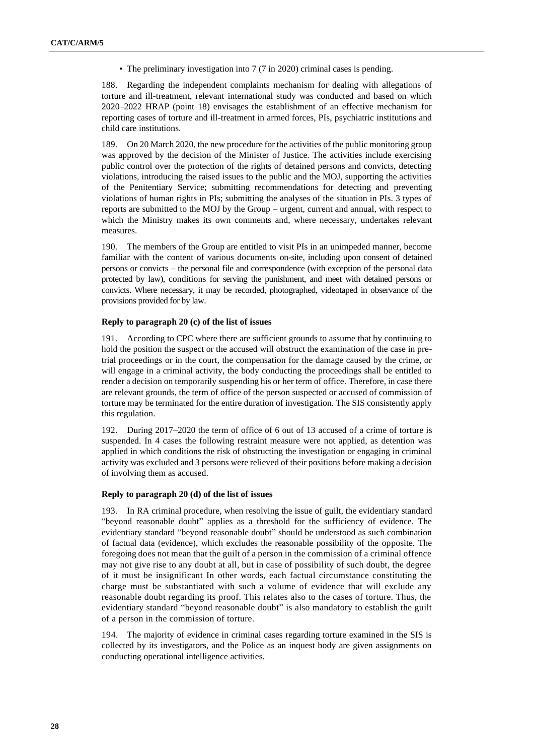- The preliminary investigation into 7 (7 in 2020) criminal cases is pending.

188. Regarding the independent complaints mechanism for dealing with allegations of torture and ill-treatment, relevant international study was conducted and based on which 2020–2022 HRAP (point 18) envisages the establishment of an effective mechanism for reporting cases of torture and ill-treatment in armed forces, PIs, psychiatric institutions and child care institutions.

189. On 20 March 2020, the new procedure for the activities of the public monitoring group was approved by the decision of the Minister of Justice. The activities include exercising public control over the protection of the rights of detained persons and convicts, detecting violations, introducing the raised issues to the public and the MOJ, supporting the activities of the Penitentiary Service; submitting recommendations for detecting and preventing violations of human rights in PIs; submitting the analyses of the situation in PIs. 3 types of reports are submitted to the MOJ by the Group – urgent, current and annual, with respect to which the Ministry makes its own comments and, where necessary, undertakes relevant measures.

190. The members of the Group are entitled to visit PIs in an unimpeded manner, become familiar with the content of various documents on-site, including upon consent of detained persons or convicts – the personal file and correspondence (with exception of the personal data protected by law), conditions for serving the punishment, and meet with detained persons or convicts. Where necessary, it may be recorded, photographed, videotaped in observance of the provisions provided for by law.

### Reply to paragraph 20 (c) of the list of issues

191. According to CPC where there are sufficient grounds to assume that by continuing to hold the position the suspect or the accused will obstruct the examination of the case in pre-trial proceedings or in the court, the compensation for the damage caused by the crime, or will engage in a criminal activity, the body conducting the proceedings shall be entitled to render a decision on temporarily suspending his or her term of office. Therefore, in case there are relevant grounds, the term of office of the person suspected or accused of commission of torture may be terminated for the entire duration of investigation. The SIS consistently apply this regulation.

192. During 2017–2020 the term of office of 6 out of 13 accused of a crime of torture is suspended. In 4 cases the following restraint measure were not applied, as detention was applied in which conditions the risk of obstructing the investigation or engaging in criminal activity was excluded and 3 persons were relieved of their positions before making a decision of involving them as accused.

### Reply to paragraph 20 (d) of the list of issues

193. In RA criminal procedure, when resolving the issue of guilt, the evidentiary standard "beyond reasonable doubt" applies as a threshold for the sufficiency of evidence. The evidentiary standard "beyond reasonable doubt" should be understood as such combination of factual data (evidence), which excludes the reasonable possibility of the opposite. The foregoing does not mean that the guilt of a person in the commission of a criminal offence may not give rise to any doubt at all, but in case of possibility of such doubt, the degree of it must be insignificant In other words, each factual circumstance constituting the charge must be substantiated with such a volume of evidence that will exclude any reasonable doubt regarding its proof. This relates also to the cases of torture. Thus, the evidentiary standard "beyond reasonable doubt" is also mandatory to establish the guilt of a person in the commission of torture.

194. The majority of evidence in criminal cases regarding torture examined in the SIS is collected by its investigators, and the Police as an inquest body are given assignments on conducting operational intelligence activities.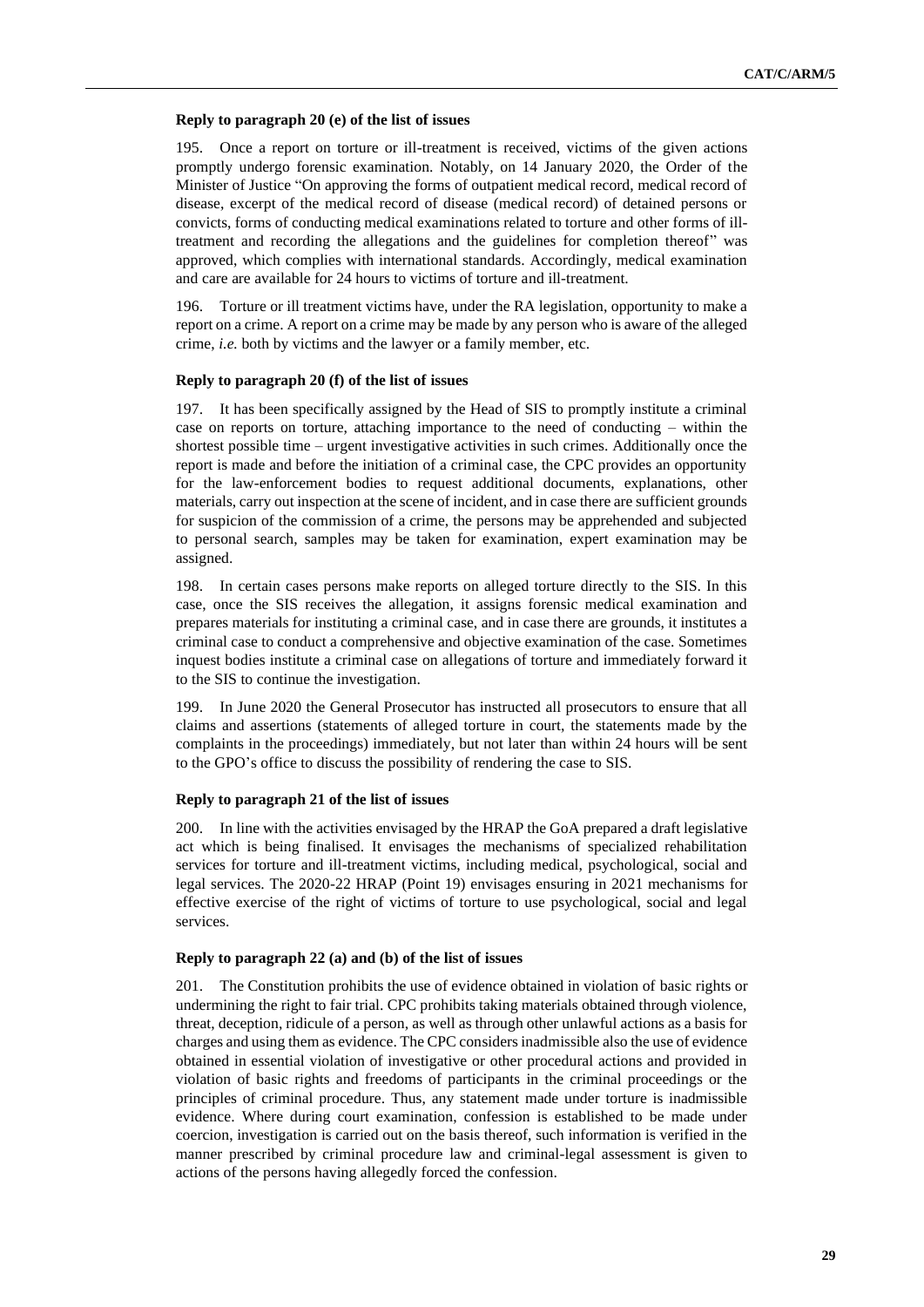**Reply to paragraph 20 (e) of the list of issues**

195. Once a report on torture or ill-treatment is received, victims of the given actions promptly undergo forensic examination. Notably, on 14 January 2020, the Order of the Minister of Justice "On approving the forms of outpatient medical record, medical record of disease, excerpt of the medical record of disease (medical record) of detained persons or convicts, forms of conducting medical examinations related to torture and other forms of ill-treatment and recording the allegations and the guidelines for completion thereof" was approved, which complies with international standards. Accordingly, medical examination and care are available for 24 hours to victims of torture and ill-treatment.

196. Torture or ill treatment victims have, under the RA legislation, opportunity to make a report on a crime. A report on a crime may be made by any person who is aware of the alleged crime, *i.e.* both by victims and the lawyer or a family member, etc.

**Reply to paragraph 20 (f) of the list of issues**

197. It has been specifically assigned by the Head of SIS to promptly institute a criminal case on reports on torture, attaching importance to the need of conducting – within the shortest possible time – urgent investigative activities in such crimes. Additionally once the report is made and before the initiation of a criminal case, the CPC provides an opportunity for the law-enforcement bodies to request additional documents, explanations, other materials, carry out inspection at the scene of incident, and in case there are sufficient grounds for suspicion of the commission of a crime, the persons may be apprehended and subjected to personal search, samples may be taken for examination, expert examination may be assigned.

198. In certain cases persons make reports on alleged torture directly to the SIS. In this case, once the SIS receives the allegation, it assigns forensic medical examination and prepares materials for instituting a criminal case, and in case there are grounds, it institutes a criminal case to conduct a comprehensive and objective examination of the case. Sometimes inquest bodies institute a criminal case on allegations of torture and immediately forward it to the SIS to continue the investigation.

199. In June 2020 the General Prosecutor has instructed all prosecutors to ensure that all claims and assertions (statements of alleged torture in court, the statements made by the complaints in the proceedings) immediately, but not later than within 24 hours will be sent to the GPO's office to discuss the possibility of rendering the case to SIS.

**Reply to paragraph 21 of the list of issues**

200. In line with the activities envisaged by the HRAP the GoA prepared a draft legislative act which is being finalised. It envisages the mechanisms of specialized rehabilitation services for torture and ill-treatment victims, including medical, psychological, social and legal services. The 2020-22 HRAP (Point 19) envisages ensuring in 2021 mechanisms for effective exercise of the right of victims of torture to use psychological, social and legal services.

**Reply to paragraph 22 (a) and (b) of the list of issues**

201. The Constitution prohibits the use of evidence obtained in violation of basic rights or undermining the right to fair trial. CPC prohibits taking materials obtained through violence, threat, deception, ridicule of a person, as well as through other unlawful actions as a basis for charges and using them as evidence. The CPC considers inadmissible also the use of evidence obtained in essential violation of investigative or other procedural actions and provided in violation of basic rights and freedoms of participants in the criminal proceedings or the principles of criminal procedure. Thus, any statement made under torture is inadmissible evidence. Where during court examination, confession is established to be made under coercion, investigation is carried out on the basis thereof, such information is verified in the manner prescribed by criminal procedure law and criminal-legal assessment is given to actions of the persons having allegedly forced the confession.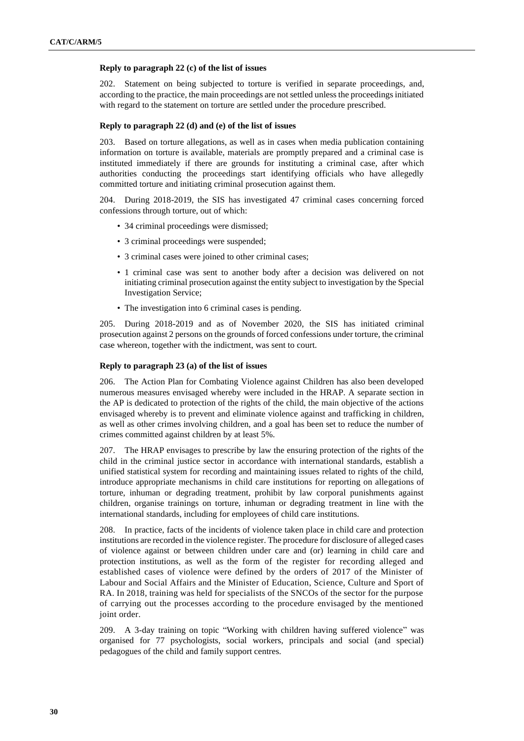### Reply to paragraph 22 (c) of the list of issues

202. Statement on being subjected to torture is verified in separate proceedings, and, according to the practice, the main proceedings are not settled unless the proceedings initiated with regard to the statement on torture are settled under the procedure prescribed.

### Reply to paragraph 22 (d) and (e) of the list of issues

203. Based on torture allegations, as well as in cases when media publication containing information on torture is available, materials are promptly prepared and a criminal case is instituted immediately if there are grounds for instituting a criminal case, after which authorities conducting the proceedings start identifying officials who have allegedly committed torture and initiating criminal prosecution against them.

204. During 2018-2019, the SIS has investigated 47 criminal cases concerning forced confessions through torture, out of which:

- 34 criminal proceedings were dismissed;
- 3 criminal proceedings were suspended;
- 3 criminal cases were joined to other criminal cases;
- 1 criminal case was sent to another body after a decision was delivered on not initiating criminal prosecution against the entity subject to investigation by the Special Investigation Service;
- The investigation into 6 criminal cases is pending.

205. During 2018-2019 and as of November 2020, the SIS has initiated criminal prosecution against 2 persons on the grounds of forced confessions under torture, the criminal case whereon, together with the indictment, was sent to court.

### Reply to paragraph 23 (a) of the list of issues

206. The Action Plan for Combating Violence against Children has also been developed numerous measures envisaged whereby were included in the HRAP. A separate section in the AP is dedicated to protection of the rights of the child, the main objective of the actions envisaged whereby is to prevent and eliminate violence against and trafficking in children, as well as other crimes involving children, and a goal has been set to reduce the number of crimes committed against children by at least 5%.

207. The HRAP envisages to prescribe by law the ensuring protection of the rights of the child in the criminal justice sector in accordance with international standards, establish a unified statistical system for recording and maintaining issues related to rights of the child, introduce appropriate mechanisms in child care institutions for reporting on allegations of torture, inhuman or degrading treatment, prohibit by law corporal punishments against children, organise trainings on torture, inhuman or degrading treatment in line with the international standards, including for employees of child care institutions.

208. In practice, facts of the incidents of violence taken place in child care and protection institutions are recorded in the violence register. The procedure for disclosure of alleged cases of violence against or between children under care and (or) learning in child care and protection institutions, as well as the form of the register for recording alleged and established cases of violence were defined by the orders of 2017 of the Minister of Labour and Social Affairs and the Minister of Education, Science, Culture and Sport of RA. In 2018, training was held for specialists of the SNCOs of the sector for the purpose of carrying out the processes according to the procedure envisaged by the mentioned joint order.

209. A 3-day training on topic "Working with children having suffered violence" was organised for 77 psychologists, social workers, principals and social (and special) pedagogues of the child and family support centres.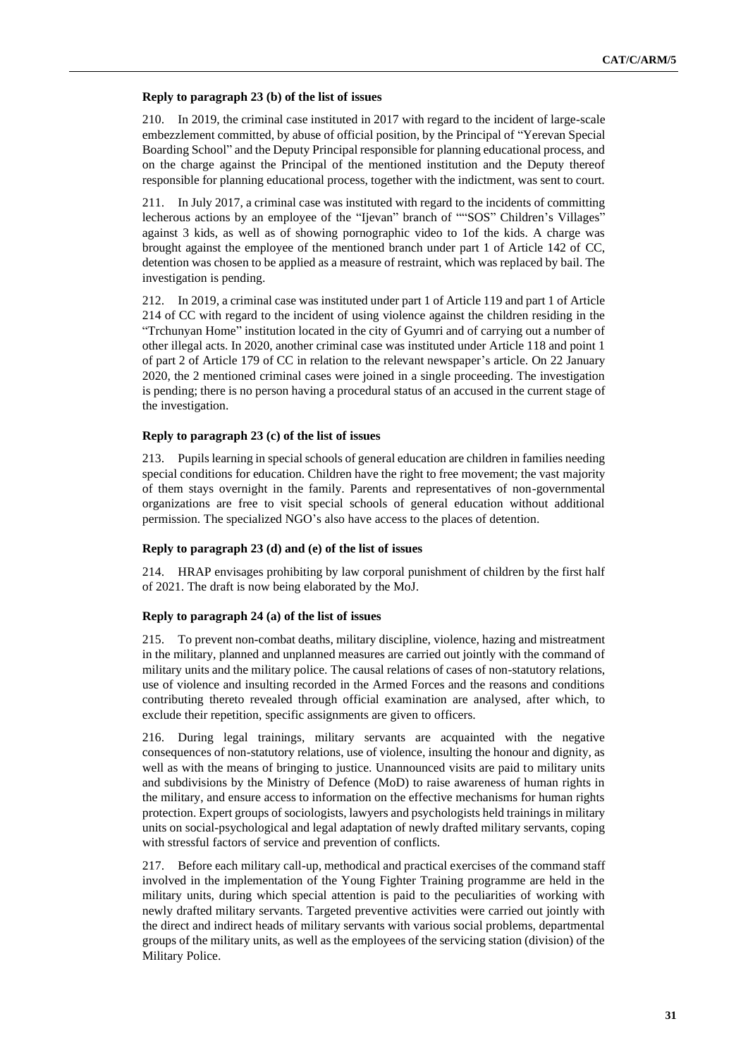**Reply to paragraph 23 (b) of the list of issues**

210. In 2019, the criminal case instituted in 2017 with regard to the incident of large-scale embezzlement committed, by abuse of official position, by the Principal of "Yerevan Special Boarding School" and the Deputy Principal responsible for planning educational process, and on the charge against the Principal of the mentioned institution and the Deputy thereof responsible for planning educational process, together with the indictment, was sent to court.

211. In July 2017, a criminal case was instituted with regard to the incidents of committing lecherous actions by an employee of the "Ijevan" branch of ""SOS" Children's Villages" against 3 kids, as well as of showing pornographic video to 1of the kids. A charge was brought against the employee of the mentioned branch under part 1 of Article 142 of CC, detention was chosen to be applied as a measure of restraint, which was replaced by bail. The investigation is pending.

212. In 2019, a criminal case was instituted under part 1 of Article 119 and part 1 of Article 214 of CC with regard to the incident of using violence against the children residing in the "Trchunyan Home" institution located in the city of Gyumri and of carrying out a number of other illegal acts. In 2020, another criminal case was instituted under Article 118 and point 1 of part 2 of Article 179 of CC in relation to the relevant newspaper's article. On 22 January 2020, the 2 mentioned criminal cases were joined in a single proceeding. The investigation is pending; there is no person having a procedural status of an accused in the current stage of the investigation.

**Reply to paragraph 23 (c) of the list of issues**

213. Pupils learning in special schools of general education are children in families needing special conditions for education. Children have the right to free movement; the vast majority of them stays overnight in the family. Parents and representatives of non-governmental organizations are free to visit special schools of general education without additional permission. The specialized NGO's also have access to the places of detention.

**Reply to paragraph 23 (d) and (e) of the list of issues**

214. HRAP envisages prohibiting by law corporal punishment of children by the first half of 2021. The draft is now being elaborated by the MoJ.

**Reply to paragraph 24 (a) of the list of issues**

215. To prevent non-combat deaths, military discipline, violence, hazing and mistreatment in the military, planned and unplanned measures are carried out jointly with the command of military units and the military police. The causal relations of cases of non-statutory relations, use of violence and insulting recorded in the Armed Forces and the reasons and conditions contributing thereto revealed through official examination are analysed, after which, to exclude their repetition, specific assignments are given to officers.

216. During legal trainings, military servants are acquainted with the negative consequences of non-statutory relations, use of violence, insulting the honour and dignity, as well as with the means of bringing to justice. Unannounced visits are paid to military units and subdivisions by the Ministry of Defence (MoD) to raise awareness of human rights in the military, and ensure access to information on the effective mechanisms for human rights protection. Expert groups of sociologists, lawyers and psychologists held trainings in military units on social-psychological and legal adaptation of newly drafted military servants, coping with stressful factors of service and prevention of conflicts.

217. Before each military call-up, methodical and practical exercises of the command staff involved in the implementation of the Young Fighter Training programme are held in the military units, during which special attention is paid to the peculiarities of working with newly drafted military servants. Targeted preventive activities were carried out jointly with the direct and indirect heads of military servants with various social problems, departmental groups of the military units, as well as the employees of the servicing station (division) of the Military Police.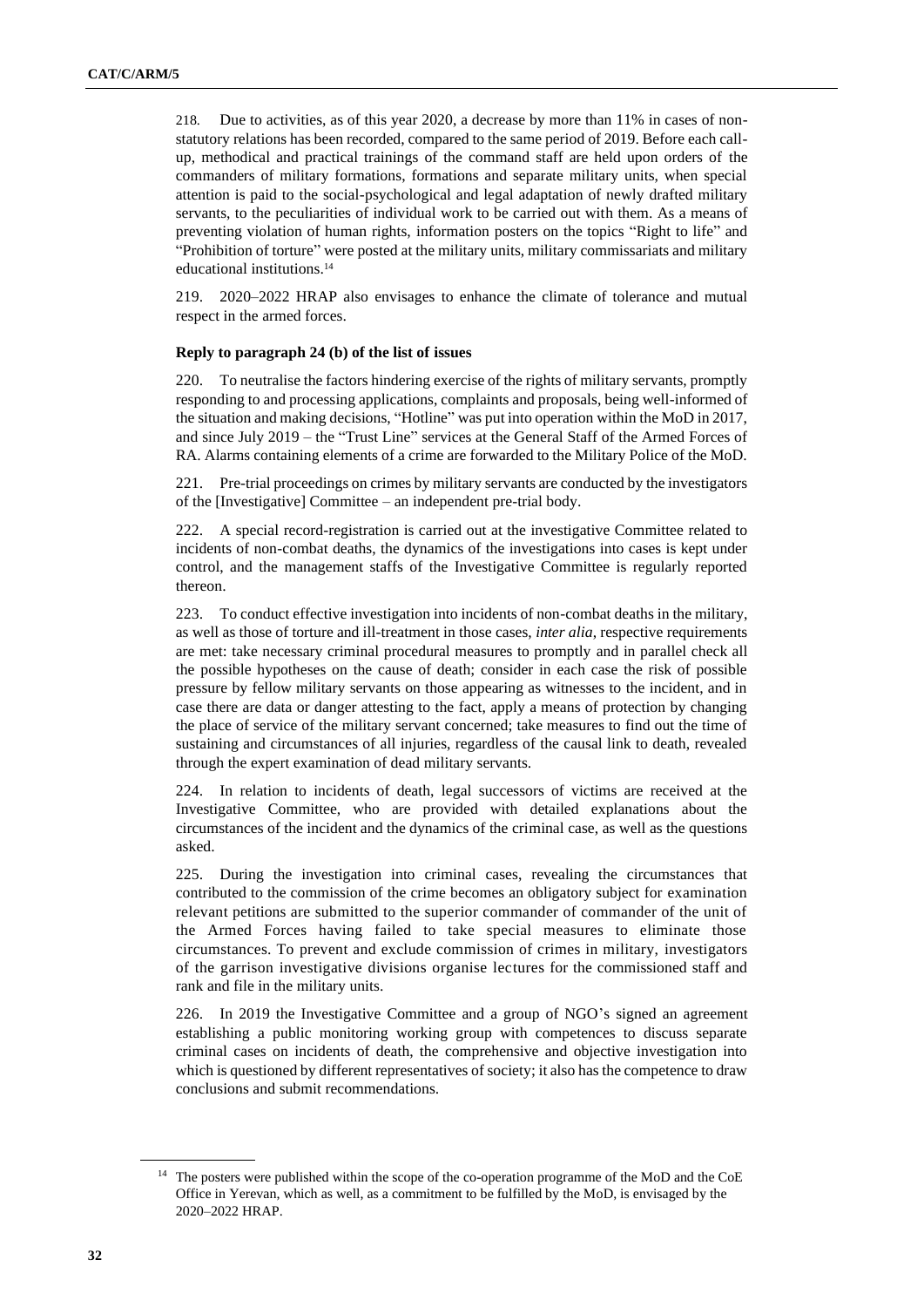218. Due to activities, as of this year 2020, a decrease by more than 11% in cases of non-statutory relations has been recorded, compared to the same period of 2019. Before each call-up, methodical and practical trainings of the command staff are held upon orders of the commanders of military formations, formations and separate military units, when special attention is paid to the social-psychological and legal adaptation of newly drafted military servants, to the peculiarities of individual work to be carried out with them. As a means of preventing violation of human rights, information posters on the topics "Right to life" and "Prohibition of torture" were posted at the military units, military commissariats and military educational institutions.[14]

219. 2020–2022 HRAP also envisages to enhance the climate of tolerance and mutual respect in the armed forces.

**Reply to paragraph 24 (b) of the list of issues**

220. To neutralise the factors hindering exercise of the rights of military servants, promptly responding to and processing applications, complaints and proposals, being well-informed of the situation and making decisions, "Hotline" was put into operation within the MoD in 2017, and since July 2019 – the "Trust Line" services at the General Staff of the Armed Forces of RA. Alarms containing elements of a crime are forwarded to the Military Police of the MoD.

221. Pre-trial proceedings on crimes by military servants are conducted by the investigators of the [Investigative] Committee – an independent pre-trial body.

222. A special record-registration is carried out at the investigative Committee related to incidents of non-combat deaths, the dynamics of the investigations into cases is kept under control, and the management staffs of the Investigative Committee is regularly reported thereon.

223. To conduct effective investigation into incidents of non-combat deaths in the military, as well as those of torture and ill-treatment in those cases, *inter alia*, respective requirements are met: take necessary criminal procedural measures to promptly and in parallel check all the possible hypotheses on the cause of death; consider in each case the risk of possible pressure by fellow military servants on those appearing as witnesses to the incident, and in case there are data or danger attesting to the fact, apply a means of protection by changing the place of service of the military servant concerned; take measures to find out the time of sustaining and circumstances of all injuries, regardless of the causal link to death, revealed through the expert examination of dead military servants.

224. In relation to incidents of death, legal successors of victims are received at the Investigative Committee, who are provided with detailed explanations about the circumstances of the incident and the dynamics of the criminal case, as well as the questions asked.

225. During the investigation into criminal cases, revealing the circumstances that contributed to the commission of the crime becomes an obligatory subject for examination relevant petitions are submitted to the superior commander of commander of the unit of the Armed Forces having failed to take special measures to eliminate those circumstances. To prevent and exclude commission of crimes in military, investigators of the garrison investigative divisions organise lectures for the commissioned staff and rank and file in the military units.

226. In 2019 the Investigative Committee and a group of NGO's signed an agreement establishing a public monitoring working group with competences to discuss separate criminal cases on incidents of death, the comprehensive and objective investigation into which is questioned by different representatives of society; it also has the competence to draw conclusions and submit recommendations.

---

[14] The posters were published within the scope of the co-operation programme of the MoD and the CoE Office in Yerevan, which as well, as a commitment to be fulfilled by the MoD, is envisaged by the 2020–2022 HRAP.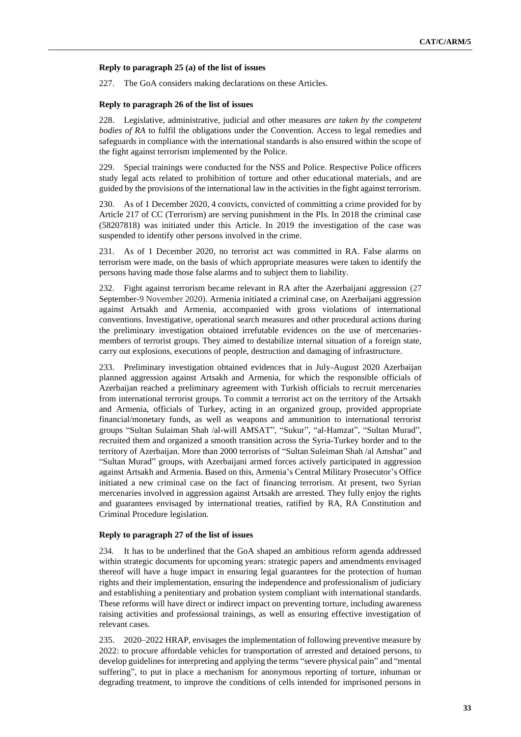**Reply to paragraph 25 (a) of the list of issues**

227. The GoA considers making declarations on these Articles.

**Reply to paragraph 26 of the list of issues**

228. Legislative, administrative, judicial and other measures *are taken by the competent bodies of RA* to fulfil the obligations under the Convention. Access to legal remedies and safeguards in compliance with the international standards is also ensured within the scope of the fight against terrorism implemented by the Police.

229. Special trainings were conducted for the NSS and Police. Respective Police officers study legal acts related to prohibition of torture and other educational materials, and are guided by the provisions of the international law in the activities in the fight against terrorism.

230. As of 1 December 2020, 4 convicts, convicted of committing a crime provided for by Article 217 of CC (Terrorism) are serving punishment in the PIs. In 2018 the criminal case (58207818) was initiated under this Article. In 2019 the investigation of the case was suspended to identify other persons involved in the crime.

231. As of 1 December 2020, no terrorist act was committed in RA. False alarms on terrorism were made, on the basis of which appropriate measures were taken to identify the persons having made those false alarms and to subject them to liability.

232. Fight against terrorism became relevant in RA after the Azerbaijani aggression (27 September-9 November 2020). Armenia initiated a criminal case, on Azerbaijani aggression against Artsakh and Armenia, accompanied with gross violations of international conventions. Investigative, operational search measures and other procedural actions during the preliminary investigation obtained irrefutable evidences on the use of mercenaries-members of terrorist groups. They aimed to destabilize internal situation of a foreign state, carry out explosions, executions of people, destruction and damaging of infrastructure.

233. Preliminary investigation obtained evidences that in July-August 2020 Azerbaijan planned aggression against Artsakh and Armenia, for which the responsible officials of Azerbaijan reached a preliminary agreement with Turkish officials to recruit mercenaries from international terrorist groups. To commit a terrorist act on the territory of the Artsakh and Armenia, officials of Turkey, acting in an organized group, provided appropriate financial/monetary funds, as well as weapons and ammunition to international terrorist groups "Sultan Sulaiman Shah /al-will AMSAT", "Sukur", "al-Hamzat", "Sultan Murad", recruited them and organized a smooth transition across the Syria-Turkey border and to the territory of Azerbaijan. More than 2000 terrorists of "Sultan Suleiman Shah /al Amshat" and "Sultan Murad" groups, with Azerbaijani armed forces actively participated in aggression against Artsakh and Armenia. Based on this, Armenia's Central Military Prosecutor's Office initiated a new criminal case on the fact of financing terrorism. At present, two Syrian mercenaries involved in aggression against Artsakh are arrested. They fully enjoy the rights and guarantees envisaged by international treaties, ratified by RA, RA Constitution and Criminal Procedure legislation.

**Reply to paragraph 27 of the list of issues**

234. It has to be underlined that the GoA shaped an ambitious reform agenda addressed within strategic documents for upcoming years: strategic papers and amendments envisaged thereof will have a huge impact in ensuring legal guarantees for the protection of human rights and their implementation, ensuring the independence and professionalism of judiciary and establishing a penitentiary and probation system compliant with international standards. These reforms will have direct or indirect impact on preventing torture, including awareness raising activities and professional trainings, as well as ensuring effective investigation of relevant cases.

235. 2020–2022 HRAP, envisages the implementation of following preventive measure by 2022: to procure affordable vehicles for transportation of arrested and detained persons, to develop guidelines for interpreting and applying the terms "severe physical pain" and "mental suffering", to put in place a mechanism for anonymous reporting of torture, inhuman or degrading treatment, to improve the conditions of cells intended for imprisoned persons in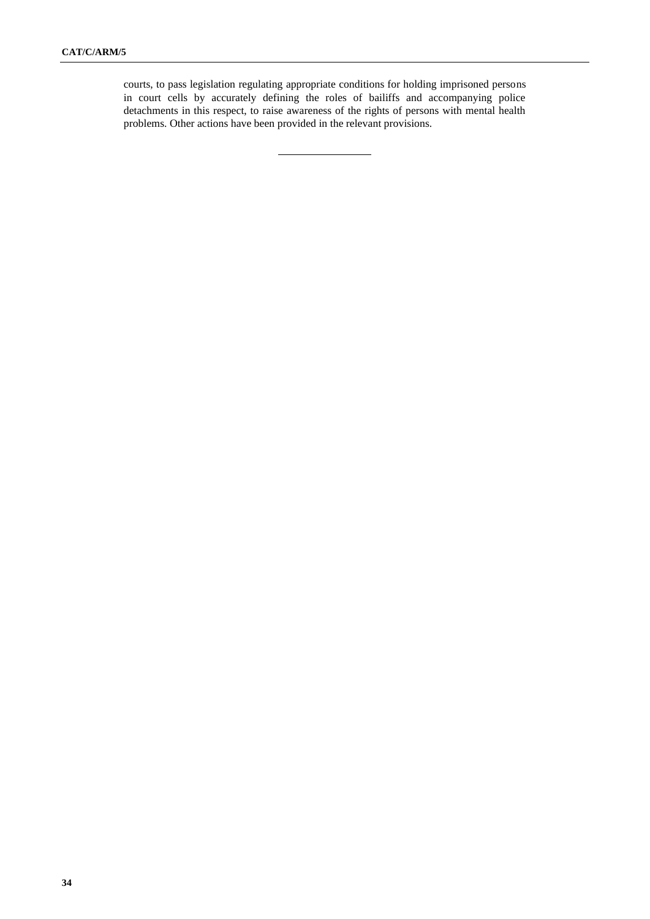courts, to pass legislation regulating appropriate conditions for holding imprisoned persons in court cells by accurately defining the roles of bailiffs and accompanying police detachments in this respect, to raise awareness of the rights of persons with mental health problems. Other actions have been provided in the relevant provisions.